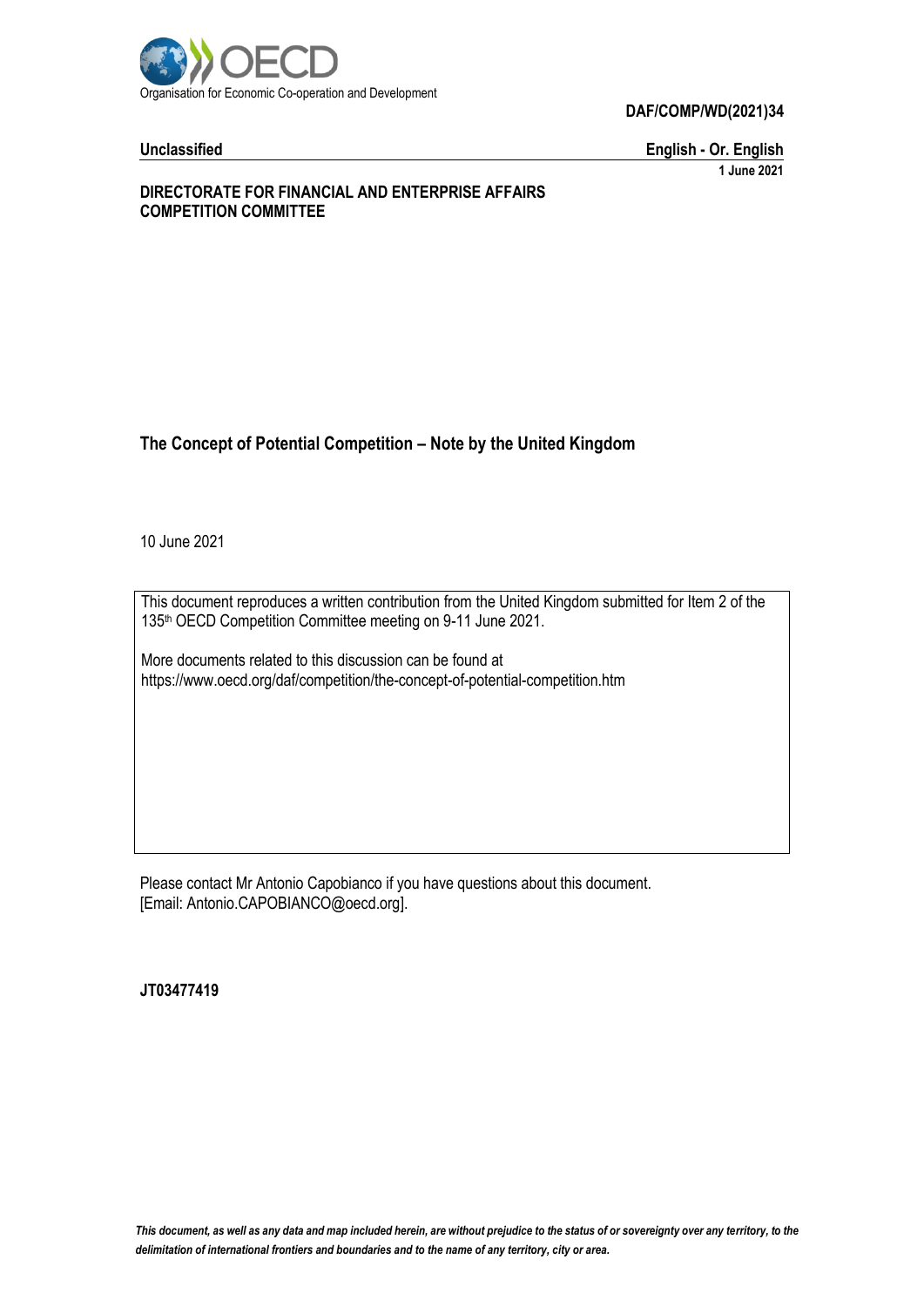Organisation for Economic Co-operation and Development

**DAF/COMP/WD(2021)34**

**Unclassified** **English - Or. English**

**1 June 2021**

**DIRECTORATE FOR FINANCIAL AND ENTERPRISE AFFAIRS**
**COMPETITION COMMITTEE**

# The Concept of Potential Competition – Note by the United Kingdom

10 June 2021

This document reproduces a written contribution from the United Kingdom submitted for Item 2 of the 135th OECD Competition Committee meeting on 9-11 June 2021.

More documents related to this discussion can be found at
https://www.oecd.org/daf/competition/the-concept-of-potential-competition.htm

Please contact Mr Antonio Capobianco if you have questions about this document.
[Email: Antonio.CAPOBIANCO@oecd.org].

**JT03477419**

*This document, as well as any data and map included herein, are without prejudice to the status of or sovereignty over any territory, to the delimitation of international frontiers and boundaries and to the name of any territory, city or area.*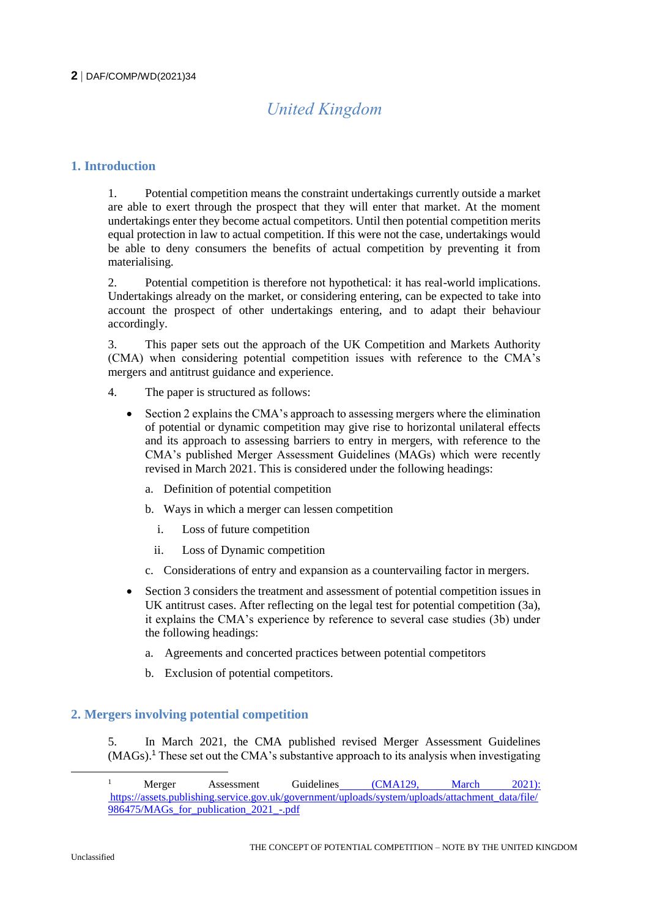# United Kingdom

## 1. Introduction

1. Potential competition means the constraint undertakings currently outside a market are able to exert through the prospect that they will enter that market. At the moment undertakings enter they become actual competitors. Until then potential competition merits equal protection in law to actual competition. If this were not the case, undertakings would be able to deny consumers the benefits of actual competition by preventing it from materialising.

2. Potential competition is therefore not hypothetical: it has real-world implications. Undertakings already on the market, or considering entering, can be expected to take into account the prospect of other undertakings entering, and to adapt their behaviour accordingly.

3. This paper sets out the approach of the UK Competition and Markets Authority (CMA) when considering potential competition issues with reference to the CMA's mergers and antitrust guidance and experience.

4. The paper is structured as follows:

- Section 2 explains the CMA's approach to assessing mergers where the elimination of potential or dynamic competition may give rise to horizontal unilateral effects and its approach to assessing barriers to entry in mergers, with reference to the CMA's published Merger Assessment Guidelines (MAGs) which were recently revised in March 2021. This is considered under the following headings:
    a. Definition of potential competition
    b. Ways in which a merger can lessen competition
        i. Loss of future competition
        ii. Loss of Dynamic competition
    c. Considerations of entry and expansion as a countervailing factor in mergers.
- Section 3 considers the treatment and assessment of potential competition issues in UK antitrust cases. After reflecting on the legal test for potential competition (3a), it explains the CMA's experience by reference to several case studies (3b) under the following headings:
    a. Agreements and concerted practices between potential competitors
    b. Exclusion of potential competitors.

## 2. Mergers involving potential competition

5. In March 2021, the CMA published revised Merger Assessment Guidelines (MAGs).[1] These set out the CMA's substantive approach to its analysis when investigating

[1] Merger Assessment Guidelines (CMA129, March 2021): https://assets.publishing.service.gov.uk/government/uploads/system/uploads/attachment_data/file/986475/MAGs_for_publication_2021_-.pdf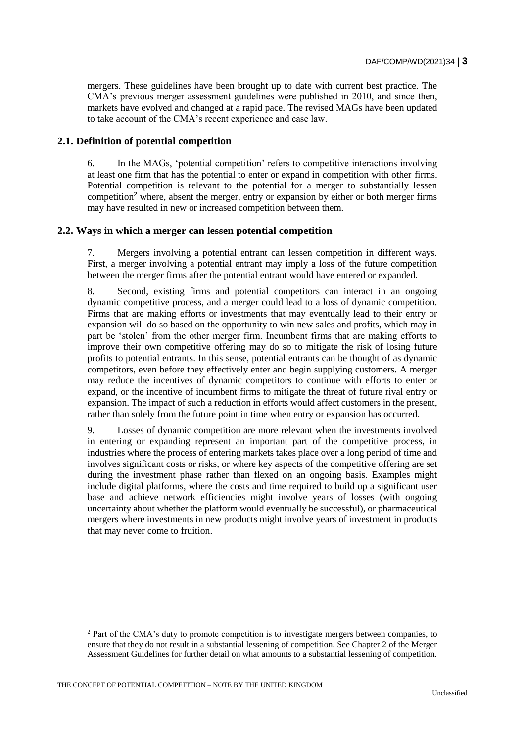mergers. These guidelines have been brought up to date with current best practice. The CMA's previous merger assessment guidelines were published in 2010, and since then, markets have evolved and changed at a rapid pace. The revised MAGs have been updated to take account of the CMA's recent experience and case law.

### 2.1. Definition of potential competition

6. In the MAGs, 'potential competition' refers to competitive interactions involving at least one firm that has the potential to enter or expand in competition with other firms. Potential competition is relevant to the potential for a merger to substantially lessen competition[2] where, absent the merger, entry or expansion by either or both merger firms may have resulted in new or increased competition between them.

### 2.2. Ways in which a merger can lessen potential competition

7. Mergers involving a potential entrant can lessen competition in different ways. First, a merger involving a potential entrant may imply a loss of the future competition between the merger firms after the potential entrant would have entered or expanded.

8. Second, existing firms and potential competitors can interact in an ongoing dynamic competitive process, and a merger could lead to a loss of dynamic competition. Firms that are making efforts or investments that may eventually lead to their entry or expansion will do so based on the opportunity to win new sales and profits, which may in part be 'stolen' from the other merger firm. Incumbent firms that are making efforts to improve their own competitive offering may do so to mitigate the risk of losing future profits to potential entrants. In this sense, potential entrants can be thought of as dynamic competitors, even before they effectively enter and begin supplying customers. A merger may reduce the incentives of dynamic competitors to continue with efforts to enter or expand, or the incentive of incumbent firms to mitigate the threat of future rival entry or expansion. The impact of such a reduction in efforts would affect customers in the present, rather than solely from the future point in time when entry or expansion has occurred.

9. Losses of dynamic competition are more relevant when the investments involved in entering or expanding represent an important part of the competitive process, in industries where the process of entering markets takes place over a long period of time and involves significant costs or risks, or where key aspects of the competitive offering are set during the investment phase rather than flexed on an ongoing basis. Examples might include digital platforms, where the costs and time required to build up a significant user base and achieve network efficiencies might involve years of losses (with ongoing uncertainty about whether the platform would eventually be successful), or pharmaceutical mergers where investments in new products might involve years of investment in products that may never come to fruition.

[2] Part of the CMA's duty to promote competition is to investigate mergers between companies, to ensure that they do not result in a substantial lessening of competition. See Chapter 2 of the Merger Assessment Guidelines for further detail on what amounts to a substantial lessening of competition.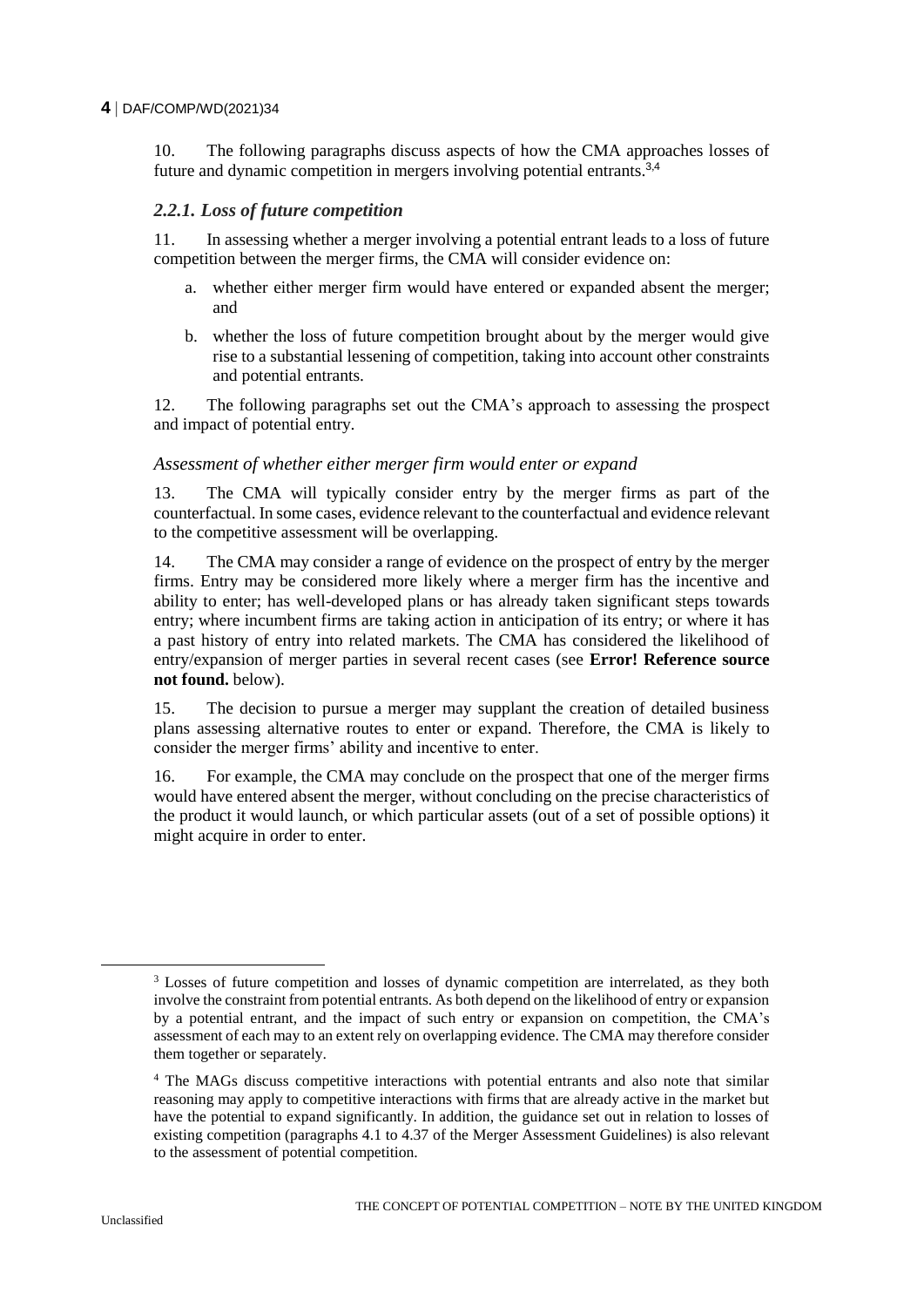10. The following paragraphs discuss aspects of how the CMA approaches losses of future and dynamic competition in mergers involving potential entrants.[3,4]

### *2.2.1. Loss of future competition*

11. In assessing whether a merger involving a potential entrant leads to a loss of future competition between the merger firms, the CMA will consider evidence on:

a. whether either merger firm would have entered or expanded absent the merger; and

b. whether the loss of future competition brought about by the merger would give rise to a substantial lessening of competition, taking into account other constraints and potential entrants.

12. The following paragraphs set out the CMA's approach to assessing the prospect and impact of potential entry.

*Assessment of whether either merger firm would enter or expand*

13. The CMA will typically consider entry by the merger firms as part of the counterfactual. In some cases, evidence relevant to the counterfactual and evidence relevant to the competitive assessment will be overlapping.

14. The CMA may consider a range of evidence on the prospect of entry by the merger firms. Entry may be considered more likely where a merger firm has the incentive and ability to enter; has well-developed plans or has already taken significant steps towards entry; where incumbent firms are taking action in anticipation of its entry; or where it has a past history of entry into related markets. The CMA has considered the likelihood of entry/expansion of merger parties in several recent cases (see **Error! Reference source not found.** below).

15. The decision to pursue a merger may supplant the creation of detailed business plans assessing alternative routes to enter or expand. Therefore, the CMA is likely to consider the merger firms' ability and incentive to enter.

16. For example, the CMA may conclude on the prospect that one of the merger firms would have entered absent the merger, without concluding on the precise characteristics of the product it would launch, or which particular assets (out of a set of possible options) it might acquire in order to enter.

---

[3] Losses of future competition and losses of dynamic competition are interrelated, as they both involve the constraint from potential entrants. As both depend on the likelihood of entry or expansion by a potential entrant, and the impact of such entry or expansion on competition, the CMA's assessment of each may to an extent rely on overlapping evidence. The CMA may therefore consider them together or separately.

[4] The MAGs discuss competitive interactions with potential entrants and also note that similar reasoning may apply to competitive interactions with firms that are already active in the market but have the potential to expand significantly. In addition, the guidance set out in relation to losses of existing competition (paragraphs 4.1 to 4.37 of the Merger Assessment Guidelines) is also relevant to the assessment of potential competition.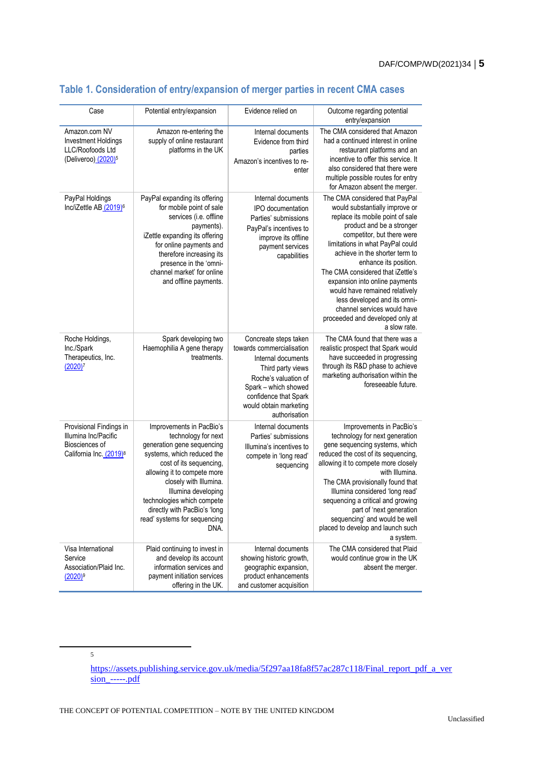### Table 1. Consideration of entry/expansion of merger parties in recent CMA cases

| Case | Potential entry/expansion | Evidence relied on | Outcome regarding potential entry/expansion |
|---|---|---|---|
| Amazon.com NV Investment Holdings LLC/Roofoods Ltd (Deliveroo) (2020)[5] | Amazon re-entering the supply of online restaurant platforms in the UK | Internal documents<br>Evidence from third parties<br>Amazon's incentives to re-enter | The CMA considered that Amazon had a continued interest in online restaurant platforms and an incentive to offer this service. It also considered that there were multiple possible routes for entry for Amazon absent the merger. |
| PayPal Holdings Inc/iZettle AB (2019)[6] | PayPal expanding its offering for mobile point of sale services (i.e. offline payments).<br>iZettle expanding its offering for online payments and therefore increasing its presence in the 'omni-channel market' for online and offline payments. | Internal documents<br>IPO documentation<br>Parties' submissions<br>PayPal's incentives to improve its offline payment services capabilities | The CMA considered that PayPal would substantially improve or replace its mobile point of sale product and be a stronger competitor, but there were limitations in what PayPal could achieve in the shorter term to enhance its position.<br>The CMA considered that iZettle's expansion into online payments would have remained relatively less developed and its omni-channel services would have proceeded and developed only at a slow rate. |
| Roche Holdings, Inc./Spark Therapeutics, Inc. (2020)[7] | Spark developing two Haemophilia A gene therapy treatments. | Concreate steps taken towards commercialisation<br>Internal documents<br>Third party views<br>Roche's valuation of Spark – which showed confidence that Spark would obtain marketing authorisation | The CMA found that there was a realistic prospect that Spark would have succeeded in progressing through its R&D phase to achieve marketing authorisation within the foreseeable future. |
| Provisional Findings in Illumina Inc/Pacific Biosciences of California Inc. (2019)[8] | Improvements in PacBio's technology for next generation gene sequencing systems, which reduced the cost of its sequencing, allowing it to compete more closely with Illumina.<br>Illumina developing technologies which compete directly with PacBio's 'long read' systems for sequencing DNA. | Internal documents<br>Parties' submissions<br>Illumina's incentives to compete in 'long read' sequencing | Improvements in PacBio's technology for next generation gene sequencing systems, which reduced the cost of its sequencing, allowing it to compete more closely with Illumina.<br>The CMA provisionally found that Illumina considered 'long read' sequencing a critical and growing part of 'next generation sequencing' and would be well placed to develop and launch such a system. |
| Visa International Service Association/Plaid Inc. (2020)[9] | Plaid continuing to invest in and develop its account information services and payment initiation services offering in the UK. | Internal documents showing historic growth, geographic expansion, product enhancements and customer acquisition | The CMA considered that Plaid would continue grow in the UK absent the merger. |

[5] https://assets.publishing.service.gov.uk/media/5f297aa18fa8f57ac287c118/Final_report_pdf_a_version_-----.pdf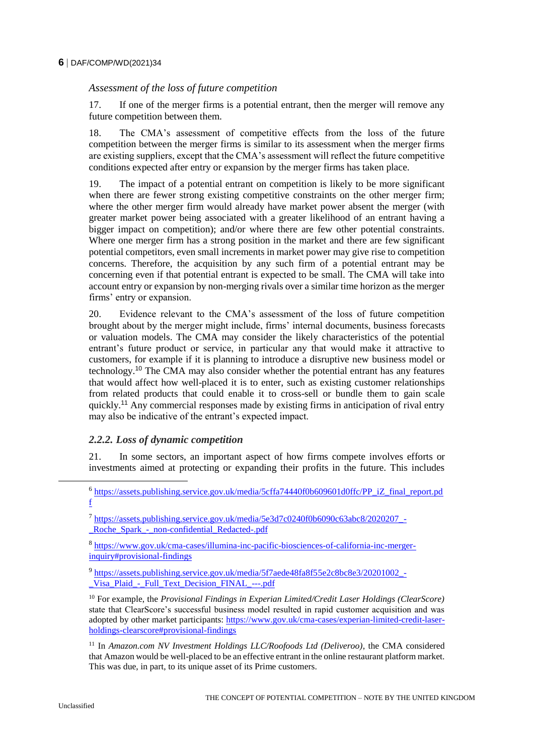*Assessment of the loss of future competition*

17. If one of the merger firms is a potential entrant, then the merger will remove any future competition between them.

18. The CMA's assessment of competitive effects from the loss of the future competition between the merger firms is similar to its assessment when the merger firms are existing suppliers, except that the CMA's assessment will reflect the future competitive conditions expected after entry or expansion by the merger firms has taken place.

19. The impact of a potential entrant on competition is likely to be more significant when there are fewer strong existing competitive constraints on the other merger firm; where the other merger firm would already have market power absent the merger (with greater market power being associated with a greater likelihood of an entrant having a bigger impact on competition); and/or where there are few other potential constraints. Where one merger firm has a strong position in the market and there are few significant potential competitors, even small increments in market power may give rise to competition concerns. Therefore, the acquisition by any such firm of a potential entrant may be concerning even if that potential entrant is expected to be small. The CMA will take into account entry or expansion by non-merging rivals over a similar time horizon as the merger firms' entry or expansion.

20. Evidence relevant to the CMA's assessment of the loss of future competition brought about by the merger might include, firms' internal documents, business forecasts or valuation models. The CMA may consider the likely characteristics of the potential entrant's future product or service, in particular any that would make it attractive to customers, for example if it is planning to introduce a disruptive new business model or technology.[10] The CMA may also consider whether the potential entrant has any features that would affect how well-placed it is to enter, such as existing customer relationships from related products that could enable it to cross-sell or bundle them to gain scale quickly.[11] Any commercial responses made by existing firms in anticipation of rival entry may also be indicative of the entrant's expected impact.

### *2.2.2. Loss of dynamic competition*

21. In some sectors, an important aspect of how firms compete involves efforts or investments aimed at protecting or expanding their profits in the future. This includes

---

[6] https://assets.publishing.service.gov.uk/media/5cffa74440f0b609601d0ffc/PP_iZ_final_report.pdf

[7] https://assets.publishing.service.gov.uk/media/5e3d7c0240f0b6090c63abc8/2020207_-_Roche_Spark_-_non-confidential_Redacted-.pdf

[8] https://www.gov.uk/cma-cases/illumina-inc-pacific-biosciences-of-california-inc-merger-inquiry#provisional-findings

[9] https://assets.publishing.service.gov.uk/media/5f7aede48fa8f55e2c8bc8e3/20201002_-_Visa_Plaid_-_Full_Text_Decision_FINAL_---.pdf

[10] For example, the *Provisional Findings in Experian Limited/Credit Laser Holdings (ClearScore)* state that ClearScore's successful business model resulted in rapid customer acquisition and was adopted by other market participants: https://www.gov.uk/cma-cases/experian-limited-credit-laser-holdings-clearscore#provisional-findings

[11] In *Amazon.com NV Investment Holdings LLC/Roofoods Ltd (Deliveroo)*, the CMA considered that Amazon would be well-placed to be an effective entrant in the online restaurant platform market. This was due, in part, to its unique asset of its Prime customers.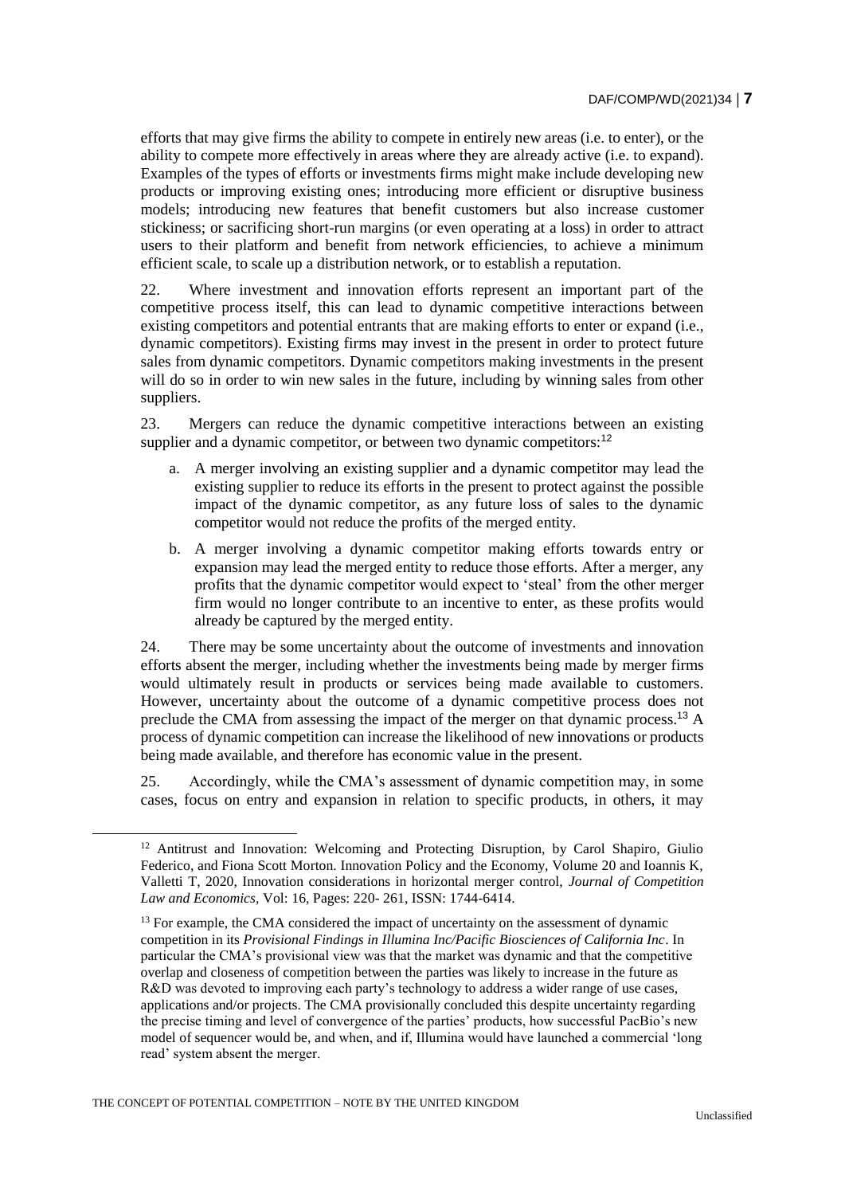efforts that may give firms the ability to compete in entirely new areas (i.e. to enter), or the ability to compete more effectively in areas where they are already active (i.e. to expand). Examples of the types of efforts or investments firms might make include developing new products or improving existing ones; introducing more efficient or disruptive business models; introducing new features that benefit customers but also increase customer stickiness; or sacrificing short-run margins (or even operating at a loss) in order to attract users to their platform and benefit from network efficiencies, to achieve a minimum efficient scale, to scale up a distribution network, or to establish a reputation.

22. Where investment and innovation efforts represent an important part of the competitive process itself, this can lead to dynamic competitive interactions between existing competitors and potential entrants that are making efforts to enter or expand (i.e., dynamic competitors). Existing firms may invest in the present in order to protect future sales from dynamic competitors. Dynamic competitors making investments in the present will do so in order to win new sales in the future, including by winning sales from other suppliers.

23. Mergers can reduce the dynamic competitive interactions between an existing supplier and a dynamic competitor, or between two dynamic competitors:[12]

a. A merger involving an existing supplier and a dynamic competitor may lead the existing supplier to reduce its efforts in the present to protect against the possible impact of the dynamic competitor, as any future loss of sales to the dynamic competitor would not reduce the profits of the merged entity.

b. A merger involving a dynamic competitor making efforts towards entry or expansion may lead the merged entity to reduce those efforts. After a merger, any profits that the dynamic competitor would expect to 'steal' from the other merger firm would no longer contribute to an incentive to enter, as these profits would already be captured by the merged entity.

24. There may be some uncertainty about the outcome of investments and innovation efforts absent the merger, including whether the investments being made by merger firms would ultimately result in products or services being made available to customers. However, uncertainty about the outcome of a dynamic competitive process does not preclude the CMA from assessing the impact of the merger on that dynamic process.[13] A process of dynamic competition can increase the likelihood of new innovations or products being made available, and therefore has economic value in the present.

25. Accordingly, while the CMA's assessment of dynamic competition may, in some cases, focus on entry and expansion in relation to specific products, in others, it may

[12] Antitrust and Innovation: Welcoming and Protecting Disruption, by Carol Shapiro, Giulio Federico, and Fiona Scott Morton. Innovation Policy and the Economy, Volume 20 and Ioannis K, Valletti T, 2020, Innovation considerations in horizontal merger control, *Journal of Competition Law and Economics*, Vol: 16, Pages: 220- 261, ISSN: 1744-6414.

[13] For example, the CMA considered the impact of uncertainty on the assessment of dynamic competition in its *Provisional Findings in Illumina Inc/Pacific Biosciences of California Inc*. In particular the CMA's provisional view was that the market was dynamic and that the competitive overlap and closeness of competition between the parties was likely to increase in the future as R&D was devoted to improving each party's technology to address a wider range of use cases, applications and/or projects. The CMA provisionally concluded this despite uncertainty regarding the precise timing and level of convergence of the parties' products, how successful PacBio's new model of sequencer would be, and when, and if, Illumina would have launched a commercial 'long read' system absent the merger.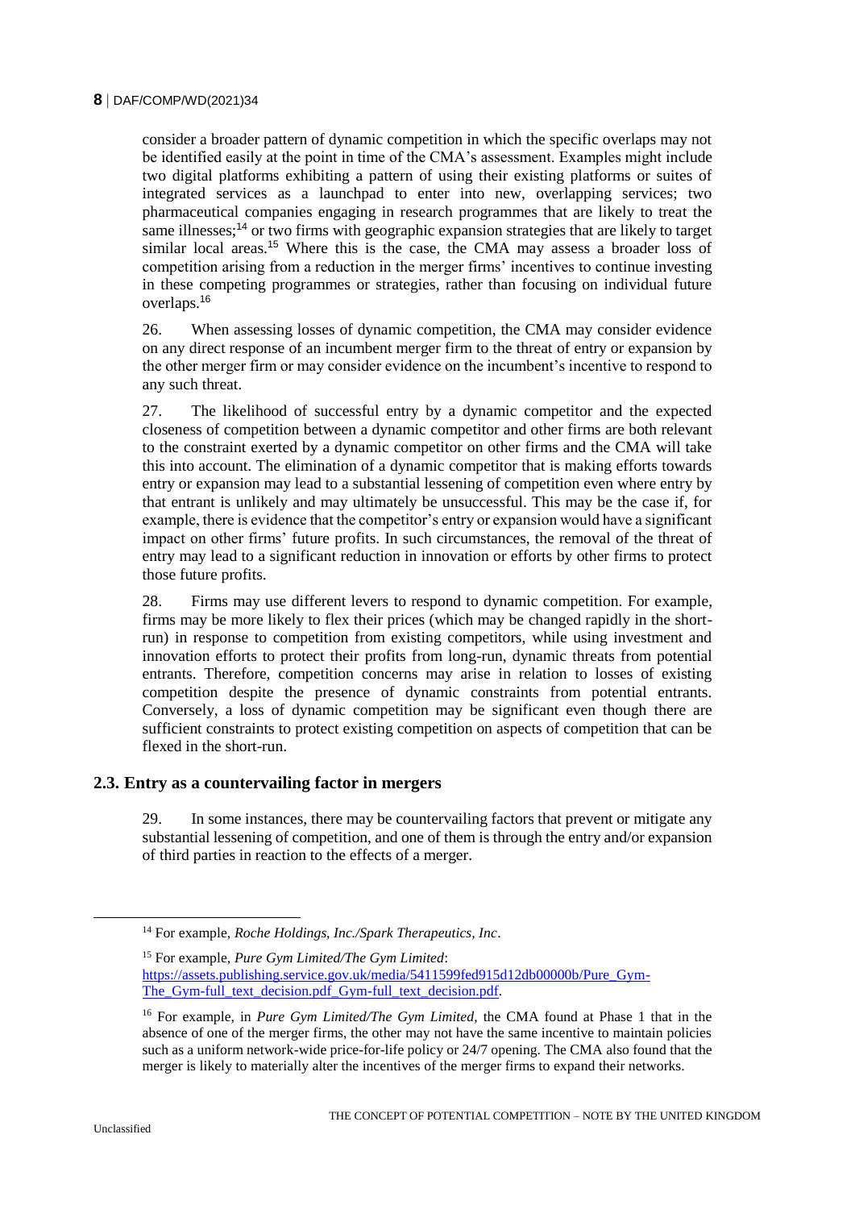consider a broader pattern of dynamic competition in which the specific overlaps may not be identified easily at the point in time of the CMA's assessment. Examples might include two digital platforms exhibiting a pattern of using their existing platforms or suites of integrated services as a launchpad to enter into new, overlapping services; two pharmaceutical companies engaging in research programmes that are likely to treat the same illnesses;[14] or two firms with geographic expansion strategies that are likely to target similar local areas.[15] Where this is the case, the CMA may assess a broader loss of competition arising from a reduction in the merger firms' incentives to continue investing in these competing programmes or strategies, rather than focusing on individual future overlaps.[16]

26. When assessing losses of dynamic competition, the CMA may consider evidence on any direct response of an incumbent merger firm to the threat of entry or expansion by the other merger firm or may consider evidence on the incumbent's incentive to respond to any such threat.

27. The likelihood of successful entry by a dynamic competitor and the expected closeness of competition between a dynamic competitor and other firms are both relevant to the constraint exerted by a dynamic competitor on other firms and the CMA will take this into account. The elimination of a dynamic competitor that is making efforts towards entry or expansion may lead to a substantial lessening of competition even where entry by that entrant is unlikely and may ultimately be unsuccessful. This may be the case if, for example, there is evidence that the competitor's entry or expansion would have a significant impact on other firms' future profits. In such circumstances, the removal of the threat of entry may lead to a significant reduction in innovation or efforts by other firms to protect those future profits.

28. Firms may use different levers to respond to dynamic competition. For example, firms may be more likely to flex their prices (which may be changed rapidly in the short-run) in response to competition from existing competitors, while using investment and innovation efforts to protect their profits from long-run, dynamic threats from potential entrants. Therefore, competition concerns may arise in relation to losses of existing competition despite the presence of dynamic constraints from potential entrants. Conversely, a loss of dynamic competition may be significant even though there are sufficient constraints to protect existing competition on aspects of competition that can be flexed in the short-run.

### 2.3. Entry as a countervailing factor in mergers

29. In some instances, there may be countervailing factors that prevent or mitigate any substantial lessening of competition, and one of them is through the entry and/or expansion of third parties in reaction to the effects of a merger.

---

[14] For example, *Roche Holdings, Inc./Spark Therapeutics, Inc*.

[15] For example, *Pure Gym Limited/The Gym Limited*: https://assets.publishing.service.gov.uk/media/5411599fed915d12db00000b/Pure_Gym-The_Gym-full_text_decision.pdf_Gym-full_text_decision.pdf.

[16] For example, in *Pure Gym Limited/The Gym Limited*, the CMA found at Phase 1 that in the absence of one of the merger firms, the other may not have the same incentive to maintain policies such as a uniform network-wide price-for-life policy or 24/7 opening. The CMA also found that the merger is likely to materially alter the incentives of the merger firms to expand their networks.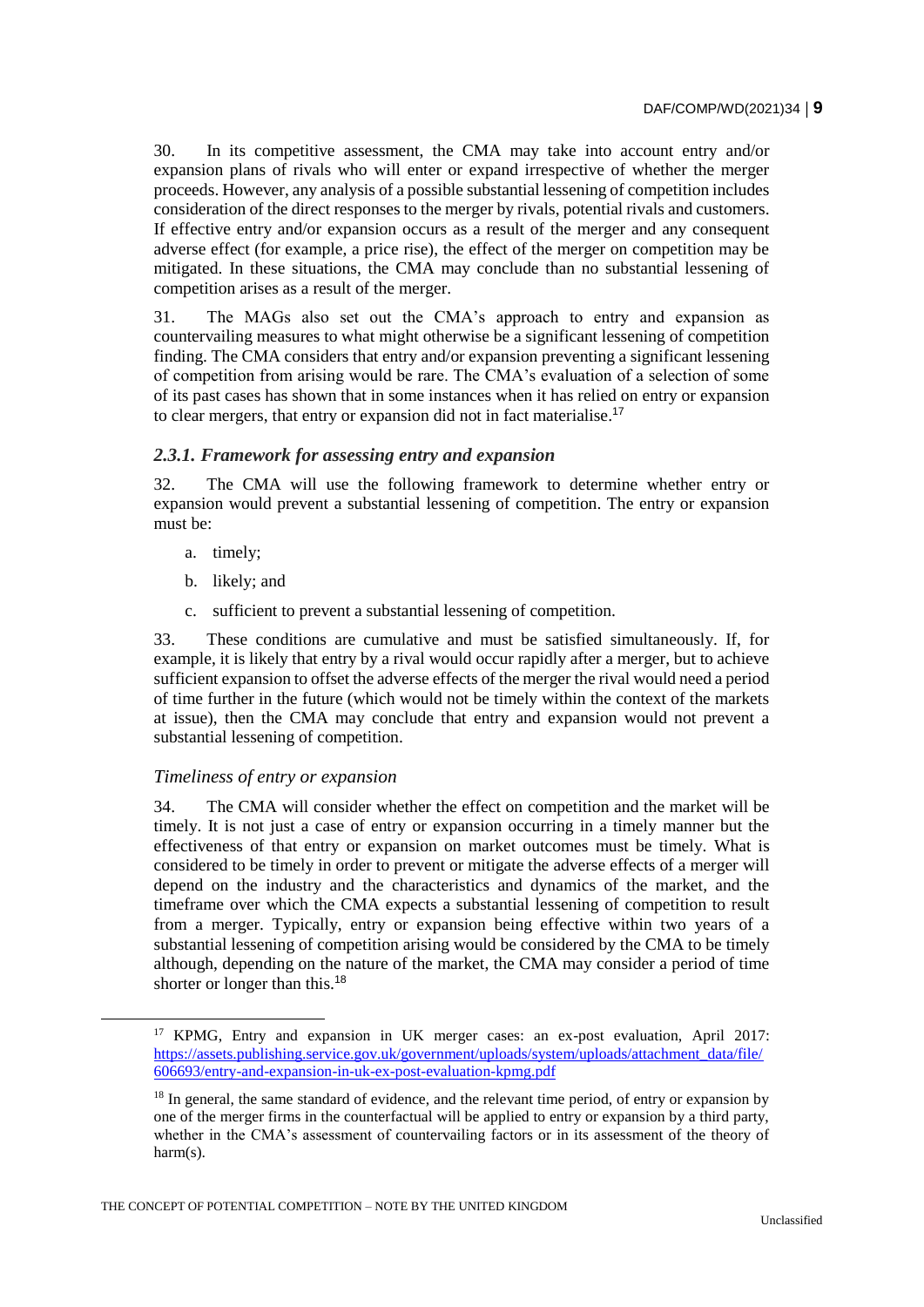30. In its competitive assessment, the CMA may take into account entry and/or expansion plans of rivals who will enter or expand irrespective of whether the merger proceeds. However, any analysis of a possible substantial lessening of competition includes consideration of the direct responses to the merger by rivals, potential rivals and customers. If effective entry and/or expansion occurs as a result of the merger and any consequent adverse effect (for example, a price rise), the effect of the merger on competition may be mitigated. In these situations, the CMA may conclude than no substantial lessening of competition arises as a result of the merger.

31. The MAGs also set out the CMA's approach to entry and expansion as countervailing measures to what might otherwise be a significant lessening of competition finding. The CMA considers that entry and/or expansion preventing a significant lessening of competition from arising would be rare. The CMA's evaluation of a selection of some of its past cases has shown that in some instances when it has relied on entry or expansion to clear mergers, that entry or expansion did not in fact materialise.[17]

### *2.3.1. Framework for assessing entry and expansion*

32. The CMA will use the following framework to determine whether entry or expansion would prevent a substantial lessening of competition. The entry or expansion must be:

a. timely;

b. likely; and

c. sufficient to prevent a substantial lessening of competition.

33. These conditions are cumulative and must be satisfied simultaneously. If, for example, it is likely that entry by a rival would occur rapidly after a merger, but to achieve sufficient expansion to offset the adverse effects of the merger the rival would need a period of time further in the future (which would not be timely within the context of the markets at issue), then the CMA may conclude that entry and expansion would not prevent a substantial lessening of competition.

#### *Timeliness of entry or expansion*

34. The CMA will consider whether the effect on competition and the market will be timely. It is not just a case of entry or expansion occurring in a timely manner but the effectiveness of that entry or expansion on market outcomes must be timely. What is considered to be timely in order to prevent or mitigate the adverse effects of a merger will depend on the industry and the characteristics and dynamics of the market, and the timeframe over which the CMA expects a substantial lessening of competition to result from a merger. Typically, entry or expansion being effective within two years of a substantial lessening of competition arising would be considered by the CMA to be timely although, depending on the nature of the market, the CMA may consider a period of time shorter or longer than this.[18]

[17] KPMG, Entry and expansion in UK merger cases: an ex-post evaluation, April 2017: https://assets.publishing.service.gov.uk/government/uploads/system/uploads/attachment_data/file/606693/entry-and-expansion-in-uk-ex-post-evaluation-kpmg.pdf

[18] In general, the same standard of evidence, and the relevant time period, of entry or expansion by one of the merger firms in the counterfactual will be applied to entry or expansion by a third party, whether in the CMA's assessment of countervailing factors or in its assessment of the theory of harm(s).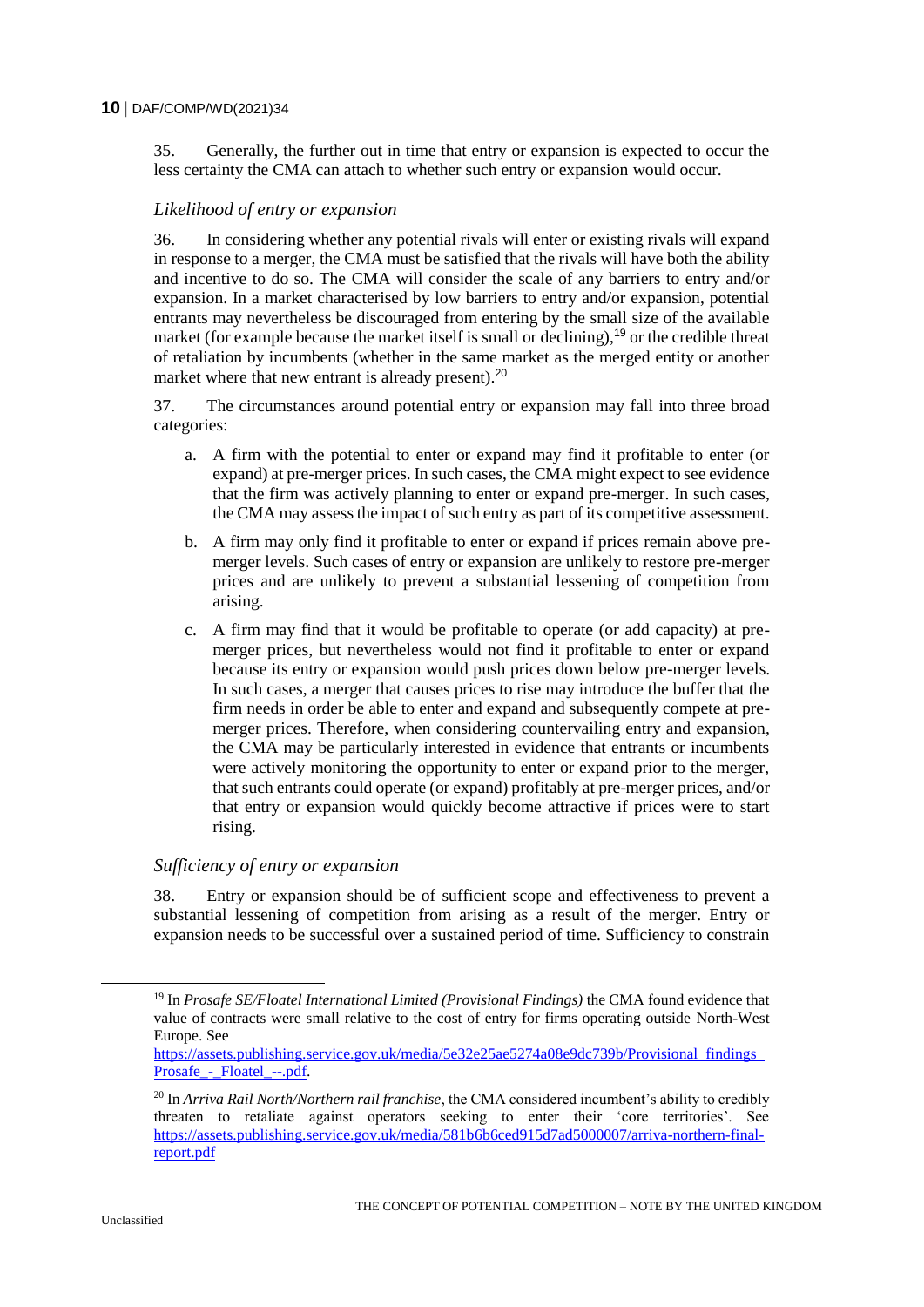35. Generally, the further out in time that entry or expansion is expected to occur the less certainty the CMA can attach to whether such entry or expansion would occur.

### *Likelihood of entry or expansion*

36. In considering whether any potential rivals will enter or existing rivals will expand in response to a merger, the CMA must be satisfied that the rivals will have both the ability and incentive to do so. The CMA will consider the scale of any barriers to entry and/or expansion. In a market characterised by low barriers to entry and/or expansion, potential entrants may nevertheless be discouraged from entering by the small size of the available market (for example because the market itself is small or declining),[19] or the credible threat of retaliation by incumbents (whether in the same market as the merged entity or another market where that new entrant is already present).[20]

37. The circumstances around potential entry or expansion may fall into three broad categories:

a. A firm with the potential to enter or expand may find it profitable to enter (or expand) at pre-merger prices. In such cases, the CMA might expect to see evidence that the firm was actively planning to enter and expand pre-merger. In such cases, the CMA may assess the impact of such entry as part of its competitive assessment.

b. A firm may only find it profitable to enter or expand if prices remain above pre-merger levels. Such cases of entry or expansion are unlikely to restore pre-merger prices and are unlikely to prevent a substantial lessening of competition from arising.

c. A firm may find that it would be profitable to operate (or add capacity) at pre-merger prices, but nevertheless would not find it profitable to enter or expand because its entry or expansion would push prices down below pre-merger levels. In such cases, a merger that causes prices to rise may introduce the buffer that the firm needs in order be able to enter and expand and subsequently compete at pre-merger prices. Therefore, when considering countervailing entry and expansion, the CMA may be particularly interested in evidence that entrants or incumbents were actively monitoring the opportunity to enter or expand prior to the merger, that such entrants could operate (or expand) profitably at pre-merger prices, and/or that entry or expansion would quickly become attractive if prices were to start rising.

### *Sufficiency of entry or expansion*

38. Entry or expansion should be of sufficient scope and effectiveness to prevent a substantial lessening of competition from arising as a result of the merger. Entry or expansion needs to be successful over a sustained period of time. Sufficiency to constrain

---

[19] In *Prosafe SE/Floatel International Limited (Provisional Findings)* the CMA found evidence that value of contracts were small relative to the cost of entry for firms operating outside North-West Europe. See https://assets.publishing.service.gov.uk/media/5e32e25ae5274a08e9dc739b/Provisional_findings_Prosafe_-_Floatel_--.pdf.

[20] In *Arriva Rail North/Northern rail franchise*, the CMA considered incumbent's ability to credibly threaten to retaliate against operators seeking to enter their 'core territories'. See https://assets.publishing.service.gov.uk/media/581b6b6ced915d7ad5000007/arriva-northern-final-report.pdf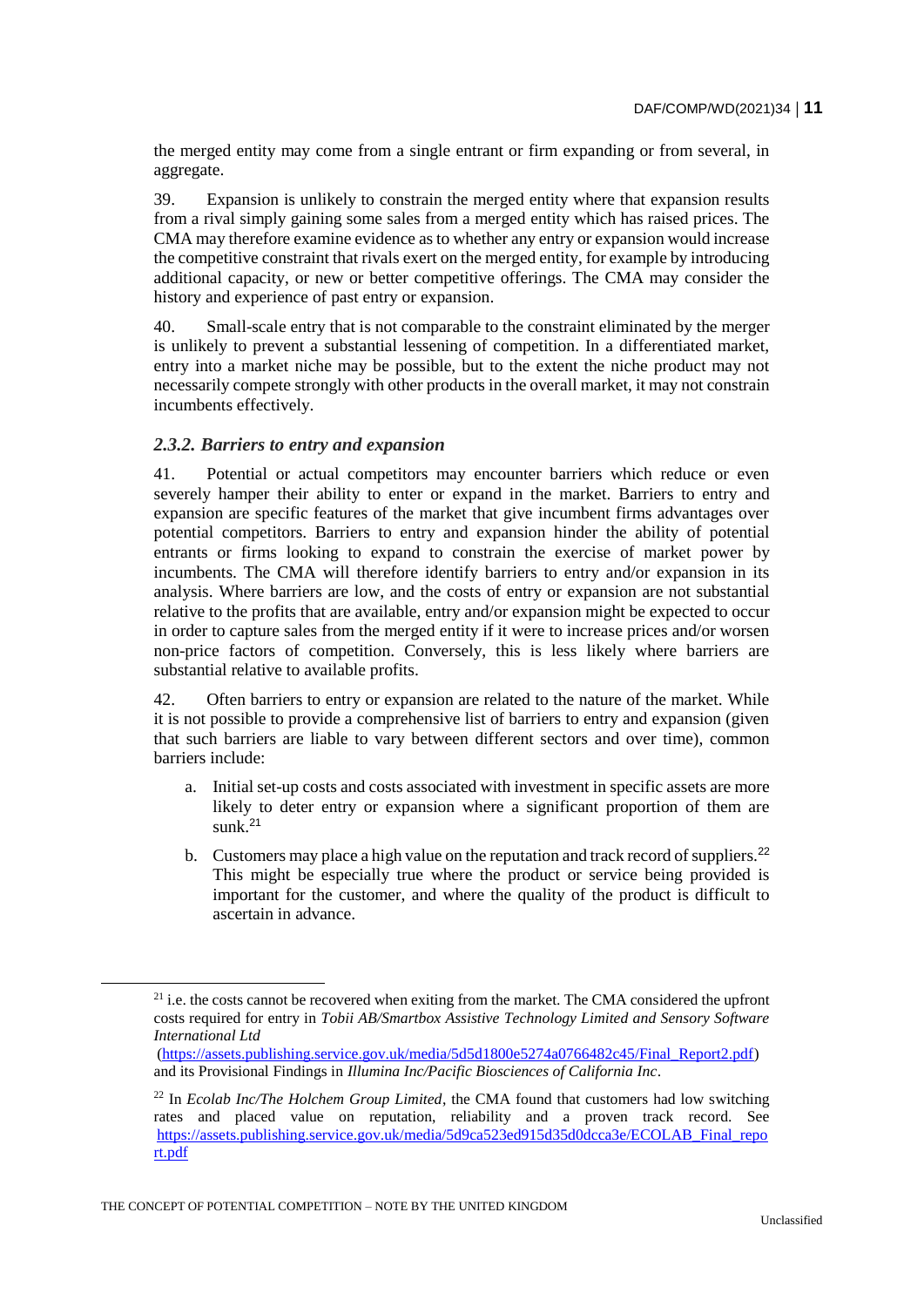the merged entity may come from a single entrant or firm expanding or from several, in aggregate.

39. Expansion is unlikely to constrain the merged entity where that expansion results from a rival simply gaining some sales from a merged entity which has raised prices. The CMA may therefore examine evidence as to whether any entry or expansion would increase the competitive constraint that rivals exert on the merged entity, for example by introducing additional capacity, or new or better competitive offerings. The CMA may consider the history and experience of past entry or expansion.

40. Small-scale entry that is not comparable to the constraint eliminated by the merger is unlikely to prevent a substantial lessening of competition. In a differentiated market, entry into a market niche may be possible, but to the extent the niche product may not necessarily compete strongly with other products in the overall market, it may not constrain incumbents effectively.

### *2.3.2. Barriers to entry and expansion*

41. Potential or actual competitors may encounter barriers which reduce or even severely hamper their ability to enter or expand in the market. Barriers to entry and expansion are specific features of the market that give incumbent firms advantages over potential competitors. Barriers to entry and expansion hinder the ability of potential entrants or firms looking to expand to constrain the exercise of market power by incumbents. The CMA will therefore identify barriers to entry and/or expansion in its analysis. Where barriers are low, and the costs of entry or expansion are not substantial relative to the profits that are available, entry and/or expansion might be expected to occur in order to capture sales from the merged entity if it were to increase prices and/or worsen non-price factors of competition. Conversely, this is less likely where barriers are substantial relative to available profits.

42. Often barriers to entry or expansion are related to the nature of the market. While it is not possible to provide a comprehensive list of barriers to entry and expansion (given that such barriers are liable to vary between different sectors and over time), common barriers include:

a. Initial set-up costs and costs associated with investment in specific assets are more likely to deter entry or expansion where a significant proportion of them are sunk.[21]

b. Customers may place a high value on the reputation and track record of suppliers.[22] This might be especially true where the product or service being provided is important for the customer, and where the quality of the product is difficult to ascertain in advance.

---

[21] i.e. the costs cannot be recovered when exiting from the market. The CMA considered the upfront costs required for entry in *Tobii AB/Smartbox Assistive Technology Limited and Sensory Software International Ltd* (https://assets.publishing.service.gov.uk/media/5d5d1800e5274a0766482c45/Final_Report2.pdf) and its Provisional Findings in *Illumina Inc/Pacific Biosciences of California Inc*.

[22] In *Ecolab Inc/The Holchem Group Limited*, the CMA found that customers had low switching rates and placed value on reputation, reliability and a proven track record. See https://assets.publishing.service.gov.uk/media/5d9ca523ed915d35d0dcca3e/ECOLAB_Final_report.pdf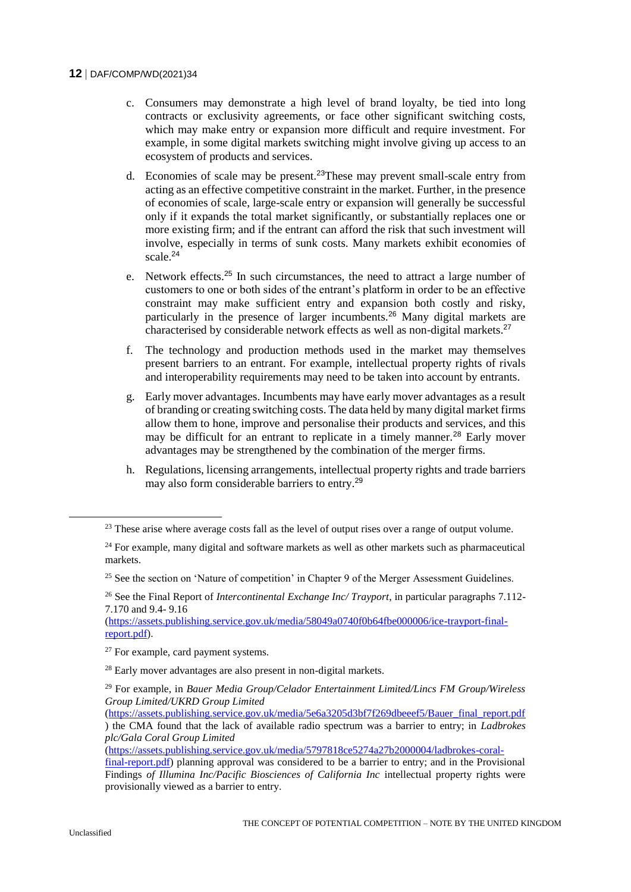c. Consumers may demonstrate a high level of brand loyalty, be tied into long contracts or exclusivity agreements, or face other significant switching costs, which may make entry or expansion more difficult and require investment. For example, in some digital markets switching might involve giving up access to an ecosystem of products and services.

d. Economies of scale may be present.[23]These may prevent small-scale entry from acting as an effective competitive constraint in the market. Further, in the presence of economies of scale, large-scale entry or expansion will generally be successful only if it expands the total market significantly, or substantially replaces one or more existing firm; and if the entrant can afford the risk that such investment will involve, especially in terms of sunk costs. Many markets exhibit economies of scale.[24]

e. Network effects.[25] In such circumstances, the need to attract a large number of customers to one or both sides of the entrant's platform in order to be an effective constraint may make sufficient entry and expansion both costly and risky, particularly in the presence of larger incumbents.[26] Many digital markets are characterised by considerable network effects as well as non-digital markets.[27]

f. The technology and production methods used in the market may themselves present barriers to an entrant. For example, intellectual property rights of rivals and interoperability requirements may need to be taken into account by entrants.

g. Early mover advantages. Incumbents may have early mover advantages as a result of branding or creating switching costs. The data held by many digital market firms allow them to hone, improve and personalise their products and services, and this may be difficult for an entrant to replicate in a timely manner.[28] Early mover advantages may be strengthened by the combination of the merger firms.

h. Regulations, licensing arrangements, intellectual property rights and trade barriers may also form considerable barriers to entry.[29]

---

[23] These arise where average costs fall as the level of output rises over a range of output volume.

[24] For example, many digital and software markets as well as other markets such as pharmaceutical markets.

[25] See the section on 'Nature of competition' in Chapter 9 of the Merger Assessment Guidelines.

[26] See the Final Report of *Intercontinental Exchange Inc/ Trayport*, in particular paragraphs 7.112-7.170 and 9.4- 9.16 (https://assets.publishing.service.gov.uk/media/58049a0740f0b64fbe000006/ice-trayport-final-report.pdf).

[27] For example, card payment systems.

[28] Early mover advantages are also present in non-digital markets.

[29] For example, in *Bauer Media Group/Celador Entertainment Limited/Lincs FM Group/Wireless Group Limited/UKRD Group Limited* (https://assets.publishing.service.gov.uk/media/5e6a3205d3bf7f269dbeeef5/Bauer_final_report.pdf) the CMA found that the lack of available radio spectrum was a barrier to entry; in *Ladbrokes plc/Gala Coral Group Limited* (https://assets.publishing.service.gov.uk/media/5797818ce5274a27b2000004/ladbrokes-coral-final-report.pdf) planning approval was considered to be a barrier to entry; and in the Provisional Findings *of Illumina Inc/Pacific Biosciences of California Inc* intellectual property rights were provisionally viewed as a barrier to entry.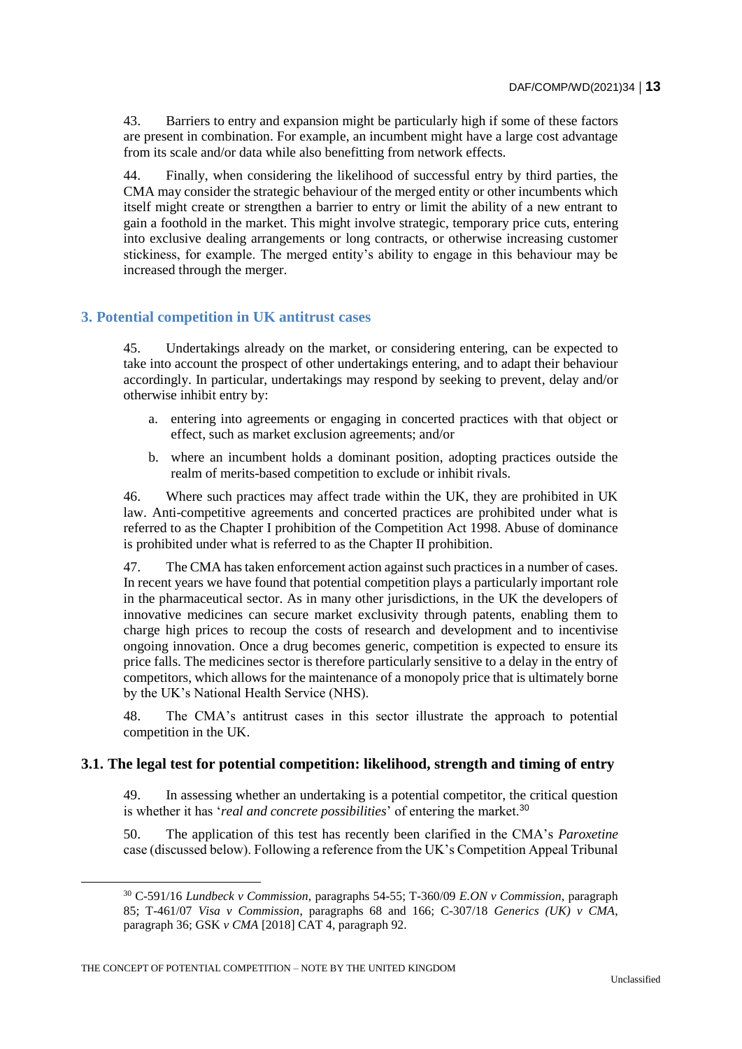43. Barriers to entry and expansion might be particularly high if some of these factors are present in combination. For example, an incumbent might have a large cost advantage from its scale and/or data while also benefitting from network effects.

44. Finally, when considering the likelihood of successful entry by third parties, the CMA may consider the strategic behaviour of the merged entity or other incumbents which itself might create or strengthen a barrier to entry or limit the ability of a new entrant to gain a foothold in the market. This might involve strategic, temporary price cuts, entering into exclusive dealing arrangements or long contracts, or otherwise increasing customer stickiness, for example. The merged entity's ability to engage in this behaviour may be increased through the merger.

## 3. Potential competition in UK antitrust cases

45. Undertakings already on the market, or considering entering, can be expected to take into account the prospect of other undertakings entering, and to adapt their behaviour accordingly. In particular, undertakings may respond by seeking to prevent, delay and/or otherwise inhibit entry by:

a. entering into agreements or engaging in concerted practices with that object or effect, such as market exclusion agreements; and/or

b. where an incumbent holds a dominant position, adopting practices outside the realm of merits-based competition to exclude or inhibit rivals.

46. Where such practices may affect trade within the UK, they are prohibited in UK law. Anti-competitive agreements and concerted practices are prohibited under what is referred to as the Chapter I prohibition of the Competition Act 1998. Abuse of dominance is prohibited under what is referred to as the Chapter II prohibition.

47. The CMA has taken enforcement action against such practices in a number of cases. In recent years we have found that potential competition plays a particularly important role in the pharmaceutical sector. As in many other jurisdictions, in the UK the developers of innovative medicines can secure market exclusivity through patents, enabling them to charge high prices to recoup the costs of research and development and to incentivise ongoing innovation. Once a drug becomes generic, competition is expected to ensure its price falls. The medicines sector is therefore particularly sensitive to a delay in the entry of competitors, which allows for the maintenance of a monopoly price that is ultimately borne by the UK's National Health Service (NHS).

48. The CMA's antitrust cases in this sector illustrate the approach to potential competition in the UK.

### 3.1. The legal test for potential competition: likelihood, strength and timing of entry

49. In assessing whether an undertaking is a potential competitor, the critical question is whether it has '*real and concrete possibilities*' of entering the market.[30]

50. The application of this test has recently been clarified in the CMA's *Paroxetine* case (discussed below). Following a reference from the UK's Competition Appeal Tribunal

---

[30] C-591/16 *Lundbeck v Commission*, paragraphs 54-55; T-360/09 *E.ON v Commission*, paragraph 85; T-461/07 *Visa v Commission*, paragraphs 68 and 166; C-307/18 *Generics (UK) v CMA*, paragraph 36; GSK *v CMA* [2018] CAT 4, paragraph 92.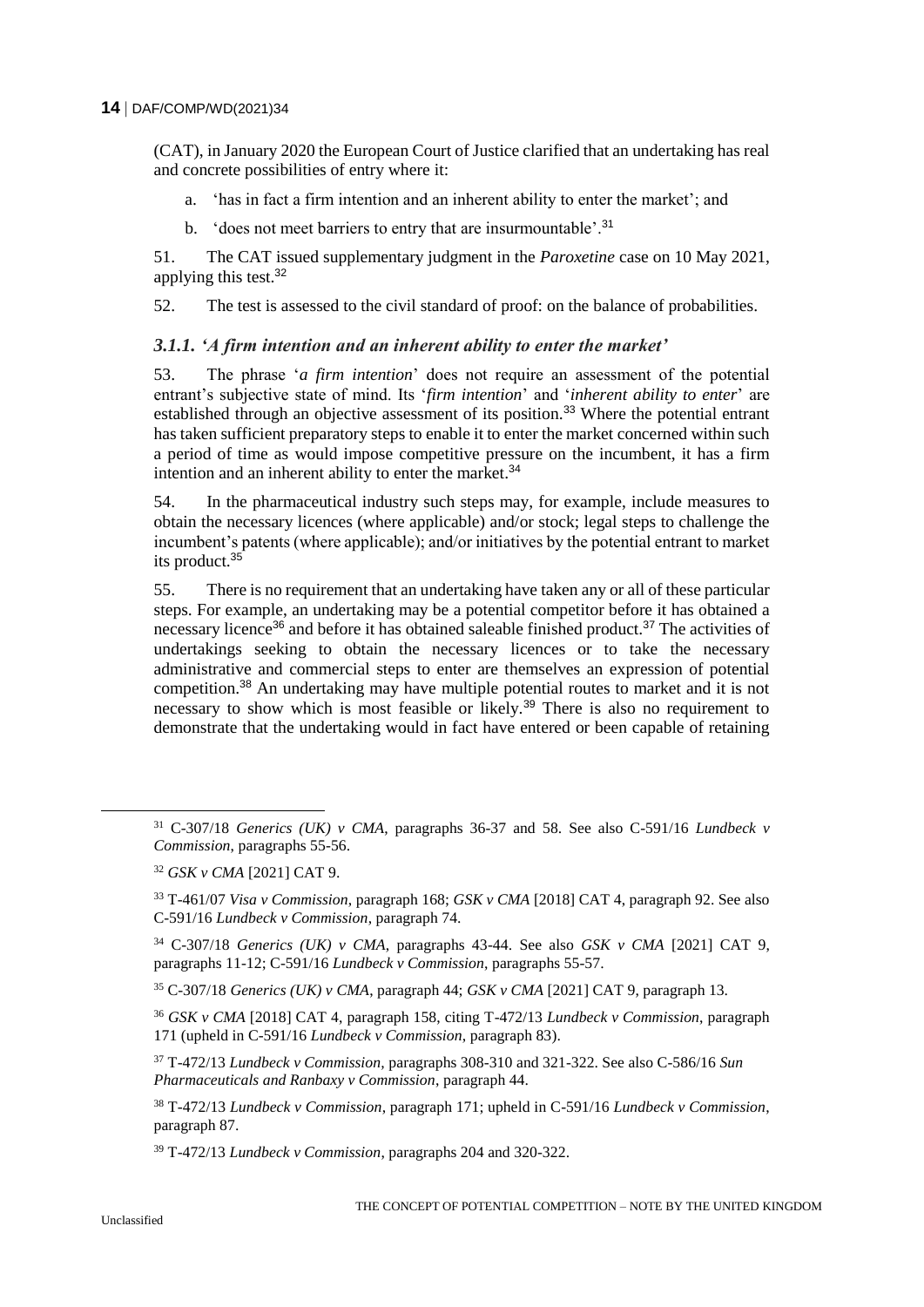(CAT), in January 2020 the European Court of Justice clarified that an undertaking has real and concrete possibilities of entry where it:

a. 'has in fact a firm intention and an inherent ability to enter the market'; and

b. 'does not meet barriers to entry that are insurmountable'.[31]

51. The CAT issued supplementary judgment in the *Paroxetine* case on 10 May 2021, applying this test.[32]

52. The test is assessed to the civil standard of proof: on the balance of probabilities.

### *3.1.1. 'A firm intention and an inherent ability to enter the market'*

53. The phrase '*a firm intention*' does not require an assessment of the potential entrant's subjective state of mind. Its '*firm intention*' and '*inherent ability to enter*' are established through an objective assessment of its position.[33] Where the potential entrant has taken sufficient preparatory steps to enable it to enter the market concerned within such a period of time as would impose competitive pressure on the incumbent, it has a firm intention and an inherent ability to enter the market.[34]

54. In the pharmaceutical industry such steps may, for example, include measures to obtain the necessary licences (where applicable) and/or stock; legal steps to challenge the incumbent's patents (where applicable); and/or initiatives by the potential entrant to market its product.[35]

55. There is no requirement that an undertaking have taken any or all of these particular steps. For example, an undertaking may be a potential competitor before it has obtained a necessary licence[36] and before it has obtained saleable finished product.[37] The activities of undertakings seeking to obtain the necessary licences or to take the necessary administrative and commercial steps to enter are themselves an expression of potential competition.[38] An undertaking may have multiple potential routes to market and it is not necessary to show which is most feasible or likely.[39] There is also no requirement to demonstrate that the undertaking would in fact have entered or been capable of retaining

---

[31] C-307/18 *Generics (UK) v CMA*, paragraphs 36-37 and 58. See also C-591/16 *Lundbeck v Commission*, paragraphs 55-56.

[32] *GSK v CMA* [2021] CAT 9.

[33] T-461/07 *Visa v Commission*, paragraph 168; *GSK v CMA* [2018] CAT 4, paragraph 92. See also C-591/16 *Lundbeck v Commission*, paragraph 74.

[34] C-307/18 *Generics (UK) v CMA*, paragraphs 43-44. See also *GSK v CMA* [2021] CAT 9, paragraphs 11-12; C-591/16 *Lundbeck v Commission*, paragraphs 55-57.

[35] C-307/18 *Generics (UK) v CMA*, paragraph 44; *GSK v CMA* [2021] CAT 9, paragraph 13.

[36] *GSK v CMA* [2018] CAT 4, paragraph 158, citing T-472/13 *Lundbeck v Commission*, paragraph 171 (upheld in C-591/16 *Lundbeck v Commission*, paragraph 83).

[37] T-472/13 *Lundbeck v Commission*, paragraphs 308-310 and 321-322. See also C-586/16 *Sun Pharmaceuticals and Ranbaxy v Commission*, paragraph 44.

[38] T-472/13 *Lundbeck v Commission*, paragraph 171; upheld in C-591/16 *Lundbeck v Commission*, paragraph 87.

[39] T-472/13 *Lundbeck v Commission*, paragraphs 204 and 320-322.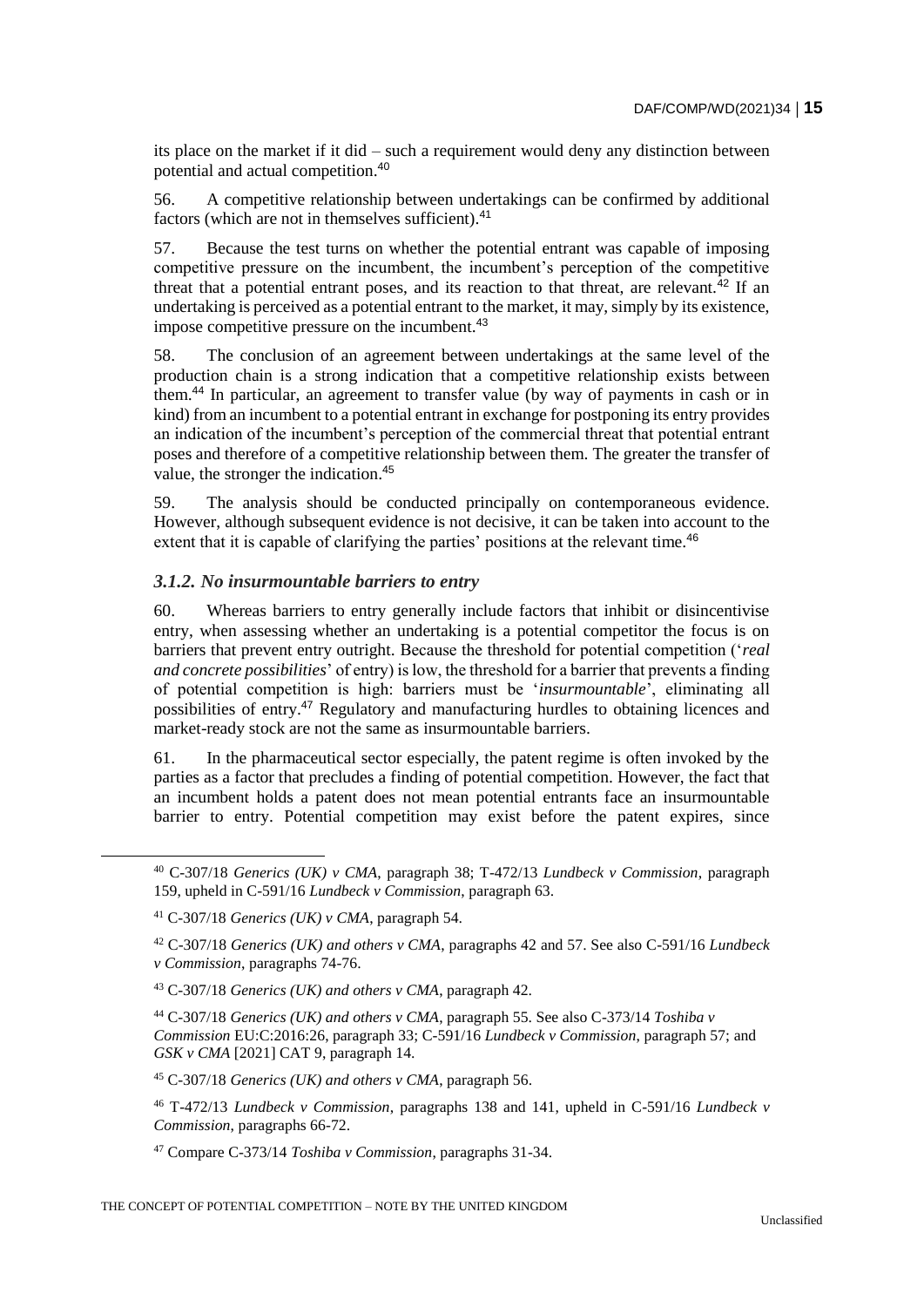its place on the market if it did – such a requirement would deny any distinction between potential and actual competition.[40]

56. A competitive relationship between undertakings can be confirmed by additional factors (which are not in themselves sufficient).[41]

57. Because the test turns on whether the potential entrant was capable of imposing competitive pressure on the incumbent, the incumbent's perception of the competitive threat that a potential entrant poses, and its reaction to that threat, are relevant.[42] If an undertaking is perceived as a potential entrant to the market, it may, simply by its existence, impose competitive pressure on the incumbent.[43]

58. The conclusion of an agreement between undertakings at the same level of the production chain is a strong indication that a competitive relationship exists between them.[44] In particular, an agreement to transfer value (by way of payments in cash or in kind) from an incumbent to a potential entrant in exchange for postponing its entry provides an indication of the incumbent's perception of the commercial threat that potential entrant poses and therefore of a competitive relationship between them. The greater the transfer of value, the stronger the indication.[45]

59. The analysis should be conducted principally on contemporaneous evidence. However, although subsequent evidence is not decisive, it can be taken into account to the extent that it is capable of clarifying the parties' positions at the relevant time.[46]

### *3.1.2. No insurmountable barriers to entry*

60. Whereas barriers to entry generally include factors that inhibit or disincentivise entry, when assessing whether an undertaking is a potential competitor the focus is on barriers that prevent entry outright. Because the threshold for potential competition ('*real and concrete possibilities*' of entry) is low, the threshold for a barrier that prevents a finding of potential competition is high: barriers must be '*insurmountable*', eliminating all possibilities of entry.[47] Regulatory and manufacturing hurdles to obtaining licences and market-ready stock are not the same as insurmountable barriers.

61. In the pharmaceutical sector especially, the patent regime is often invoked by the parties as a factor that precludes a finding of potential competition. However, the fact that an incumbent holds a patent does not mean potential entrants face an insurmountable barrier to entry. Potential competition may exist before the patent expires, since

---

[40] C-307/18 *Generics (UK) v CMA*, paragraph 38; T-472/13 *Lundbeck v Commission*, paragraph 159, upheld in C-591/16 *Lundbeck v Commission*, paragraph 63.

[41] C-307/18 *Generics (UK) v CMA*, paragraph 54.

[42] C-307/18 *Generics (UK) and others v CMA*, paragraphs 42 and 57. See also C-591/16 *Lundbeck v Commission*, paragraphs 74-76.

[43] C-307/18 *Generics (UK) and others v CMA*, paragraph 42.

[44] C-307/18 *Generics (UK) and others v CMA*, paragraph 55. See also C-373/14 *Toshiba v Commission* EU:C:2016:26, paragraph 33; C-591/16 *Lundbeck v Commission*, paragraph 57; and *GSK v CMA* [2021] CAT 9, paragraph 14.

[45] C-307/18 *Generics (UK) and others v CMA*, paragraph 56.

[46] T-472/13 *Lundbeck v Commission*, paragraphs 138 and 141, upheld in C-591/16 *Lundbeck v Commission*, paragraphs 66-72.

[47] Compare C-373/14 *Toshiba v Commission*, paragraphs 31-34.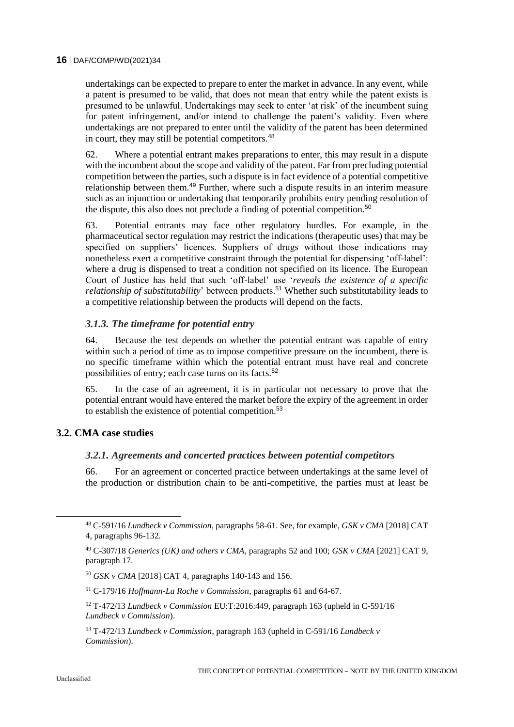undertakings can be expected to prepare to enter the market in advance. In any event, while a patent is presumed to be valid, that does not mean that entry while the patent exists is presumed to be unlawful. Undertakings may seek to enter 'at risk' of the incumbent suing for patent infringement, and/or intend to challenge the patent's validity. Even where undertakings are not prepared to enter until the validity of the patent has been determined in court, they may still be potential competitors.[48]

62. Where a potential entrant makes preparations to enter, this may result in a dispute with the incumbent about the scope and validity of the patent. Far from precluding potential competition between the parties, such a dispute is in fact evidence of a potential competitive relationship between them.[49] Further, where such a dispute results in an interim measure such as an injunction or undertaking that temporarily prohibits entry pending resolution of the dispute, this also does not preclude a finding of potential competition.[50]

63. Potential entrants may face other regulatory hurdles. For example, in the pharmaceutical sector regulation may restrict the indications (therapeutic uses) that may be specified on suppliers' licences. Suppliers of drugs without those indications may nonetheless exert a competitive constraint through the potential for dispensing 'off-label': where a drug is dispensed to treat a condition not specified on its licence. The European Court of Justice has held that such 'off-label' use '*reveals the existence of a specific relationship of substitutability*' between products.[51] Whether such substitutability leads to a competitive relationship between the products will depend on the facts.

### *3.1.3. The timeframe for potential entry*

64. Because the test depends on whether the potential entrant was capable of entry within such a period of time as to impose competitive pressure on the incumbent, there is no specific timeframe within which the potential entrant must have real and concrete possibilities of entry; each case turns on its facts.[52]

65. In the case of an agreement, it is in particular not necessary to prove that the potential entrant would have entered the market before the expiry of the agreement in order to establish the existence of potential competition.[53]

## 3.2. CMA case studies

### *3.2.1. Agreements and concerted practices between potential competitors*

66. For an agreement or concerted practice between undertakings at the same level of the production or distribution chain to be anti-competitive, the parties must at least be

---

[48] C-591/16 *Lundbeck v Commission*, paragraphs 58-61. See, for example, *GSK v CMA* [2018] CAT 4, paragraphs 96-132.

[49] C-307/18 *Generics (UK) and others v CMA*, paragraphs 52 and 100; *GSK v CMA* [2021] CAT 9, paragraph 17.

[50] *GSK v CMA* [2018] CAT 4, paragraphs 140-143 and 156.

[51] C-179/16 *Hoffmann-La Roche v Commission*, paragraphs 61 and 64-67.

[52] T-472/13 *Lundbeck v Commission* EU:T:2016:449, paragraph 163 (upheld in C-591/16 *Lundbeck v Commission*).

[53] T-472/13 *Lundbeck v Commission*, paragraph 163 (upheld in C-591/16 *Lundbeck v Commission*).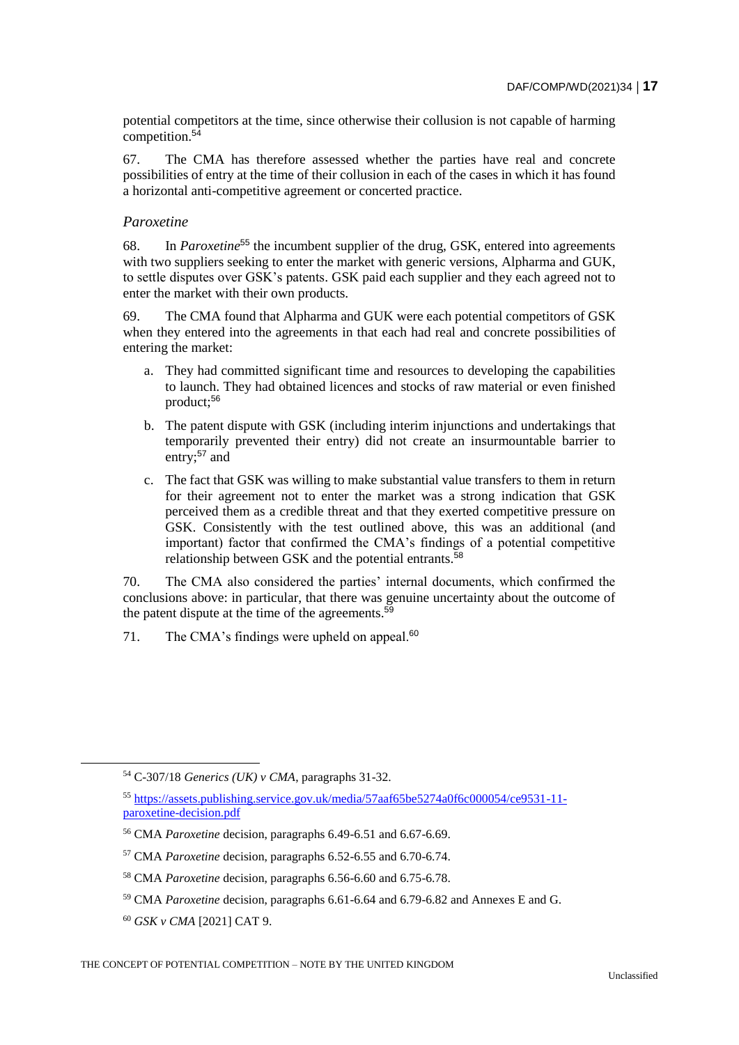potential competitors at the time, since otherwise their collusion is not capable of harming competition.[54]

67. The CMA has therefore assessed whether the parties have real and concrete possibilities of entry at the time of their collusion in each of the cases in which it has found a horizontal anti-competitive agreement or concerted practice.

### *Paroxetine*

68. In *Paroxetine*[55] the incumbent supplier of the drug, GSK, entered into agreements with two suppliers seeking to enter the market with generic versions, Alpharma and GUK, to settle disputes over GSK's patents. GSK paid each supplier and they each agreed not to enter the market with their own products.

69. The CMA found that Alpharma and GUK were each potential competitors of GSK when they entered into the agreements in that each had real and concrete possibilities of entering the market:

a. They had committed significant time and resources to developing the capabilities to launch. They had obtained licences and stocks of raw material or even finished product;[56]

b. The patent dispute with GSK (including interim injunctions and undertakings that temporarily prevented their entry) did not create an insurmountable barrier to entry;[57] and

c. The fact that GSK was willing to make substantial value transfers to them in return for their agreement not to enter the market was a strong indication that GSK perceived them as a credible threat and that they exerted competitive pressure on GSK. Consistently with the test outlined above, this was an additional (and important) factor that confirmed the CMA's findings of a potential competitive relationship between GSK and the potential entrants.[58]

70. The CMA also considered the parties' internal documents, which confirmed the conclusions above: in particular, that there was genuine uncertainty about the outcome of the patent dispute at the time of the agreements.[59]

71. The CMA's findings were upheld on appeal.[60]

---

[54] C-307/18 *Generics (UK) v CMA*, paragraphs 31-32.

[55] https://assets.publishing.service.gov.uk/media/57aaf65be5274a0f6c000054/ce9531-11-paroxetine-decision.pdf

[56] CMA *Paroxetine* decision, paragraphs 6.49-6.51 and 6.67-6.69.

[57] CMA *Paroxetine* decision, paragraphs 6.52-6.55 and 6.70-6.74.

[58] CMA *Paroxetine* decision, paragraphs 6.56-6.60 and 6.75-6.78.

[59] CMA *Paroxetine* decision, paragraphs 6.61-6.64 and 6.79-6.82 and Annexes E and G.

[60] *GSK v CMA* [2021] CAT 9.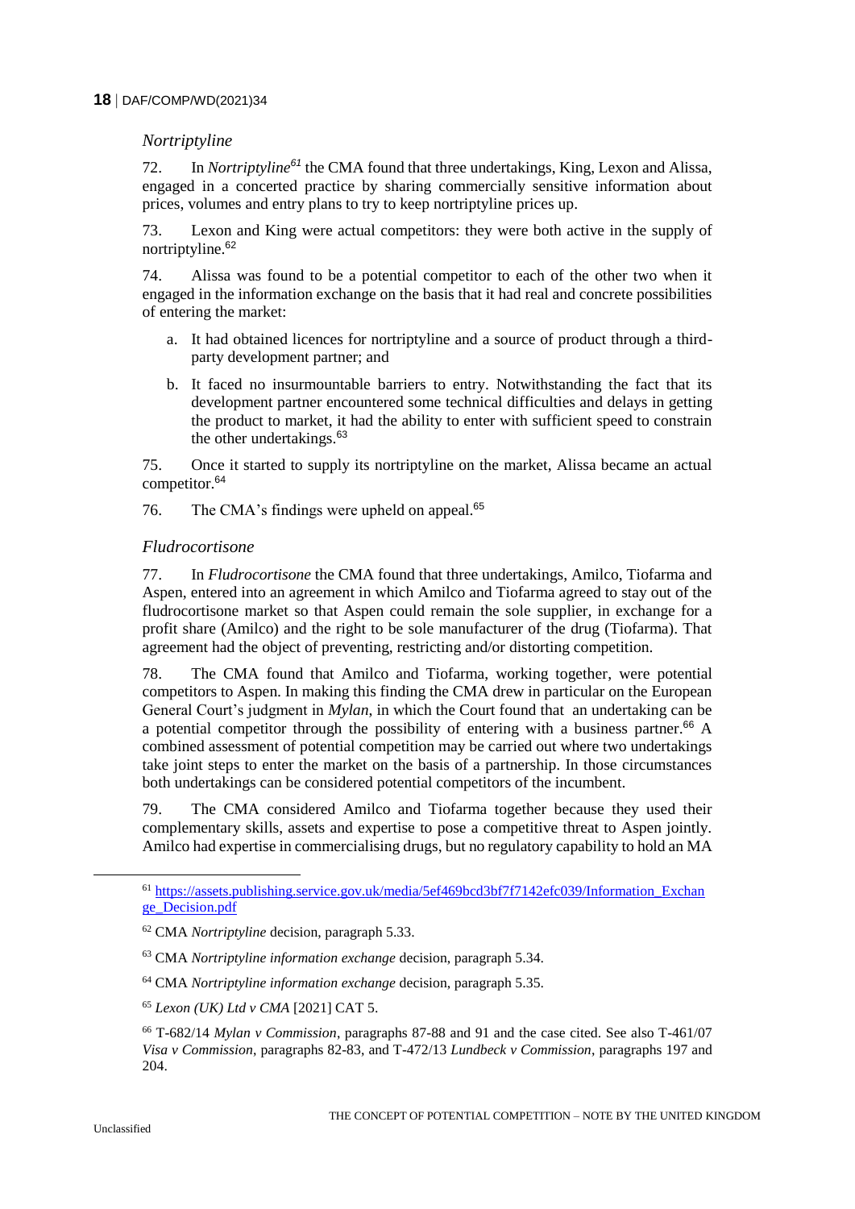*Nortriptyline*

72. In *Nortriptyline*[61] the CMA found that three undertakings, King, Lexon and Alissa, engaged in a concerted practice by sharing commercially sensitive information about prices, volumes and entry plans to try to keep nortriptyline prices up.

73. Lexon and King were actual competitors: they were both active in the supply of nortriptyline.[62]

74. Alissa was found to be a potential competitor to each of the other two when it engaged in the information exchange on the basis that it had real and concrete possibilities of entering the market:

a. It had obtained licences for nortriptyline and a source of product through a third-party development partner; and

b. It faced no insurmountable barriers to entry. Notwithstanding the fact that its development partner encountered some technical difficulties and delays in getting the product to market, it had the ability to enter with sufficient speed to constrain the other undertakings.[63]

75. Once it started to supply its nortriptyline on the market, Alissa became an actual competitor.[64]

76. The CMA's findings were upheld on appeal.[65]

*Fludrocortisone*

77. In *Fludrocortisone* the CMA found that three undertakings, Amilco, Tiofarma and Aspen, entered into an agreement in which Amilco and Tiofarma agreed to stay out of the fludrocortisone market so that Aspen could remain the sole supplier, in exchange for a profit share (Amilco) and the right to be sole manufacturer of the drug (Tiofarma). That agreement had the object of preventing, restricting and/or distorting competition.

78. The CMA found that Amilco and Tiofarma, working together, were potential competitors to Aspen. In making this finding the CMA drew in particular on the European General Court's judgment in *Mylan*, in which the Court found that an undertaking can be a potential competitor through the possibility of entering with a business partner.[66] A combined assessment of potential competition may be carried out where two undertakings take joint steps to enter the market on the basis of a partnership. In those circumstances both undertakings can be considered potential competitors of the incumbent.

79. The CMA considered Amilco and Tiofarma together because they used their complementary skills, assets and expertise to pose a competitive threat to Aspen jointly. Amilco had expertise in commercialising drugs, but no regulatory capability to hold an MA

---

[61] https://assets.publishing.service.gov.uk/media/5ef469bcd3bf7f7142efc039/Information_Exchange_Decision.pdf

[62] CMA *Nortriptyline* decision, paragraph 5.33.

[63] CMA *Nortriptyline information exchange* decision, paragraph 5.34.

[64] CMA *Nortriptyline information exchange* decision, paragraph 5.35.

[65] *Lexon (UK) Ltd v CMA* [2021] CAT 5.

[66] T-682/14 *Mylan v Commission*, paragraphs 87-88 and 91 and the case cited. See also T-461/07 *Visa v Commission*, paragraphs 82-83, and T-472/13 *Lundbeck v Commission*, paragraphs 197 and 204.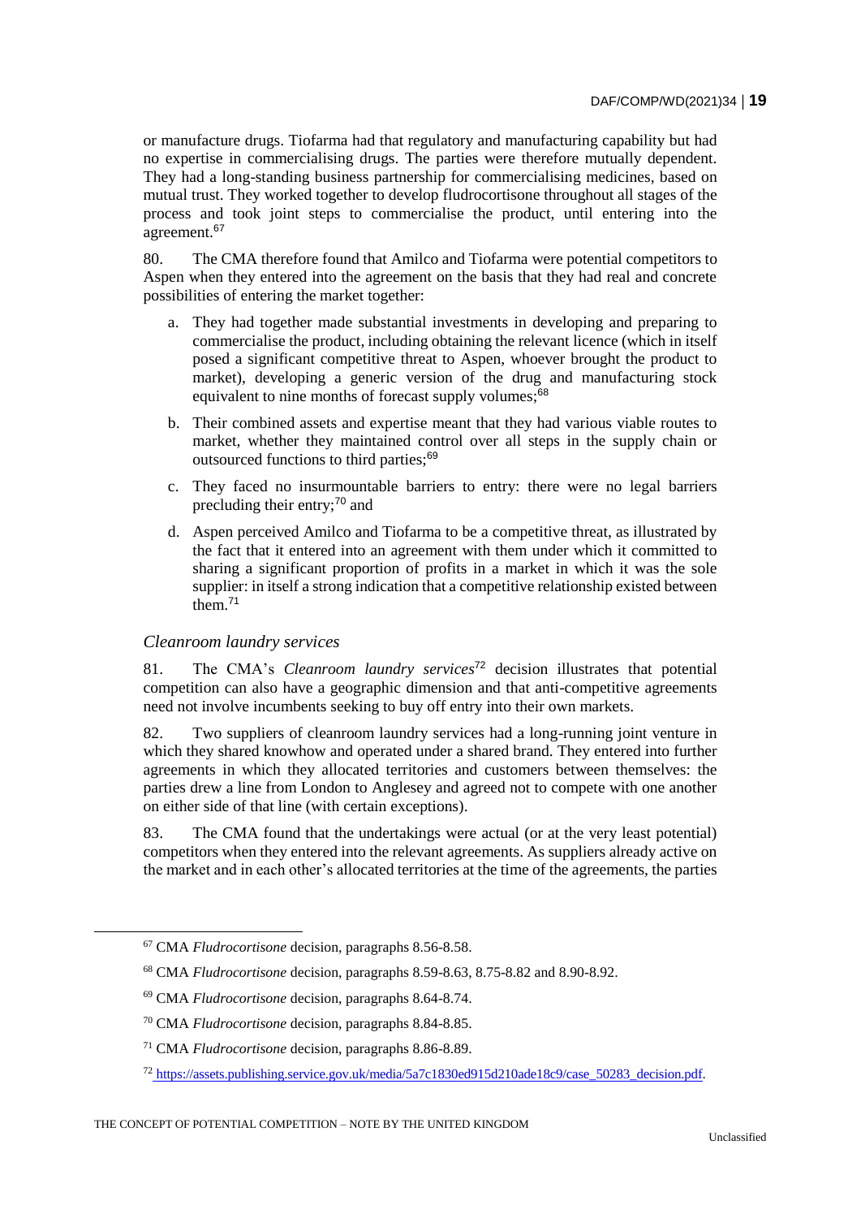or manufacture drugs. Tiofarma had that regulatory and manufacturing capability but had no expertise in commercialising drugs. The parties were therefore mutually dependent. They had a long-standing business partnership for commercialising medicines, based on mutual trust. They worked together to develop fludrocortisone throughout all stages of the process and took joint steps to commercialise the product, until entering into the agreement.[67]

80. The CMA therefore found that Amilco and Tiofarma were potential competitors to Aspen when they entered into the agreement on the basis that they had real and concrete possibilities of entering the market together:

a. They had together made substantial investments in developing and preparing to commercialise the product, including obtaining the relevant licence (which in itself posed a significant competitive threat to Aspen, whoever brought the product to market), developing a generic version of the drug and manufacturing stock equivalent to nine months of forecast supply volumes;[68]

b. Their combined assets and expertise meant that they had various viable routes to market, whether they maintained control over all steps in the supply chain or outsourced functions to third parties;[69]

c. They faced no insurmountable barriers to entry: there were no legal barriers precluding their entry;[70] and

d. Aspen perceived Amilco and Tiofarma to be a competitive threat, as illustrated by the fact that it entered into an agreement with them under which it committed to sharing a significant proportion of profits in a market in which it was the sole supplier: in itself a strong indication that a competitive relationship existed between them.[71]

### *Cleanroom laundry services*

81. The CMA's *Cleanroom laundry services*[72] decision illustrates that potential competition can also have a geographic dimension and that anti-competitive agreements need not involve incumbents seeking to buy off entry into their own markets.

82. Two suppliers of cleanroom laundry services had a long-running joint venture in which they shared knowhow and operated under a shared brand. They entered into further agreements in which they allocated territories and customers between themselves: the parties drew a line from London to Anglesey and agreed not to compete with one another on either side of that line (with certain exceptions).

83. The CMA found that the undertakings were actual (or at the very least potential) competitors when they entered into the relevant agreements. As suppliers already active on the market and in each other's allocated territories at the time of the agreements, the parties

---

[67] CMA *Fludrocortisone* decision, paragraphs 8.56-8.58.

[68] CMA *Fludrocortisone* decision, paragraphs 8.59-8.63, 8.75-8.82 and 8.90-8.92.

[69] CMA *Fludrocortisone* decision, paragraphs 8.64-8.74.

[70] CMA *Fludrocortisone* decision, paragraphs 8.84-8.85.

[71] CMA *Fludrocortisone* decision, paragraphs 8.86-8.89.

[72] https://assets.publishing.service.gov.uk/media/5a7c1830ed915d210ade18c9/case_50283_decision.pdf.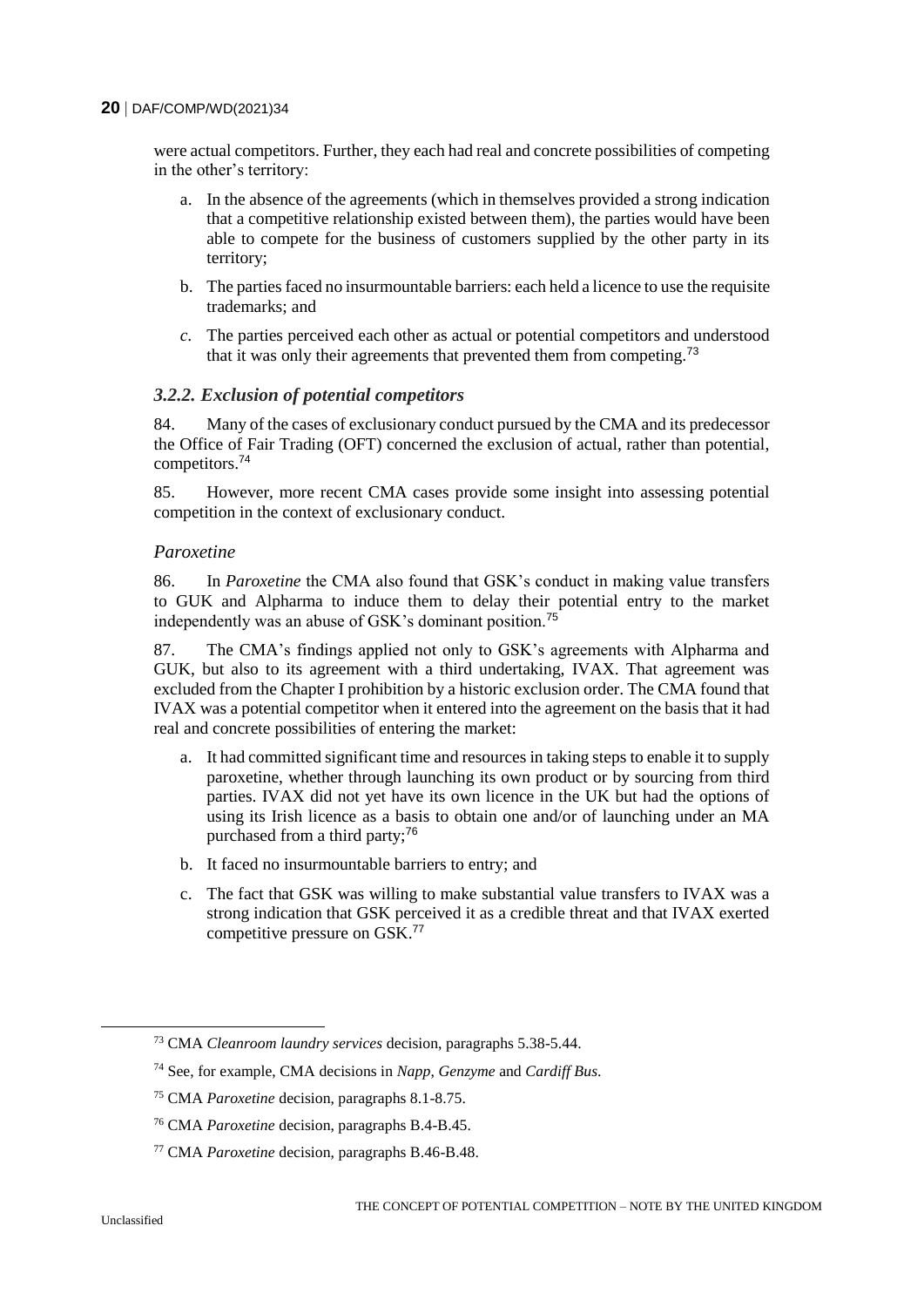were actual competitors. Further, they each had real and concrete possibilities of competing in the other's territory:

a. In the absence of the agreements (which in themselves provided a strong indication that a competitive relationship existed between them), the parties would have been able to compete for the business of customers supplied by the other party in its territory;

b. The parties faced no insurmountable barriers: each held a licence to use the requisite trademarks; and

*c.* The parties perceived each other as actual or potential competitors and understood that it was only their agreements that prevented them from competing.[73]

### *3.2.2. Exclusion of potential competitors*

84. Many of the cases of exclusionary conduct pursued by the CMA and its predecessor the Office of Fair Trading (OFT) concerned the exclusion of actual, rather than potential, competitors.[74]

85. However, more recent CMA cases provide some insight into assessing potential competition in the context of exclusionary conduct.

#### *Paroxetine*

86. In *Paroxetine* the CMA also found that GSK's conduct in making value transfers to GUK and Alpharma to induce them to delay their potential entry to the market independently was an abuse of GSK's dominant position.[75]

87. The CMA's findings applied not only to GSK's agreements with Alpharma and GUK, but also to its agreement with a third undertaking, IVAX. That agreement was excluded from the Chapter I prohibition by a historic exclusion order. The CMA found that IVAX was a potential competitor when it entered into the agreement on the basis that it had real and concrete possibilities of entering the market:

a. It had committed significant time and resources in taking steps to enable it to supply paroxetine, whether through launching its own product or by sourcing from third parties. IVAX did not yet have its own licence in the UK but had the options of using its Irish licence as a basis to obtain one and/or of launching under an MA purchased from a third party;[76]

b. It faced no insurmountable barriers to entry; and

c. The fact that GSK was willing to make substantial value transfers to IVAX was a strong indication that GSK perceived it as a credible threat and that IVAX exerted competitive pressure on GSK.[77]

---

[73] CMA *Cleanroom laundry services* decision, paragraphs 5.38-5.44.

[74] See, for example, CMA decisions in *Napp*, *Genzyme* and *Cardiff Bus*.

[75] CMA *Paroxetine* decision, paragraphs 8.1-8.75.

[76] CMA *Paroxetine* decision, paragraphs B.4-B.45.

[77] CMA *Paroxetine* decision, paragraphs B.46-B.48.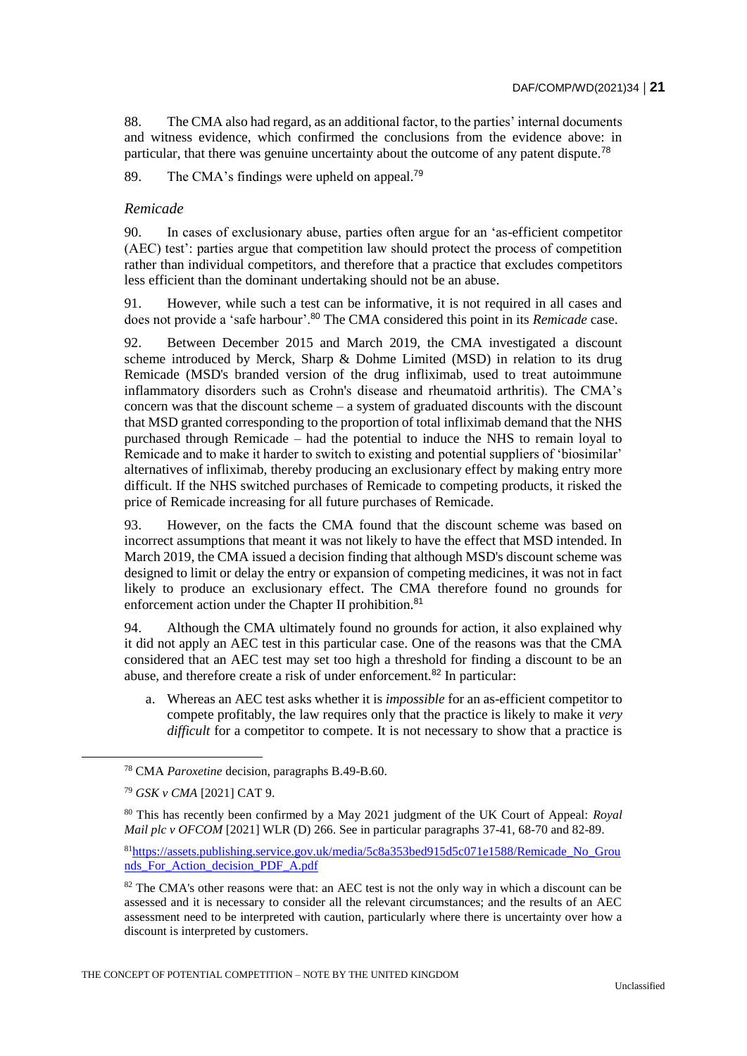88. The CMA also had regard, as an additional factor, to the parties' internal documents and witness evidence, which confirmed the conclusions from the evidence above: in particular, that there was genuine uncertainty about the outcome of any patent dispute.[78]

89. The CMA's findings were upheld on appeal.[79]

*Remicade*

90. In cases of exclusionary abuse, parties often argue for an 'as-efficient competitor (AEC) test': parties argue that competition law should protect the process of competition rather than individual competitors, and therefore that a practice that excludes competitors less efficient than the dominant undertaking should not be an abuse.

91. However, while such a test can be informative, it is not required in all cases and does not provide a 'safe harbour'.[80] The CMA considered this point in its *Remicade* case.

92. Between December 2015 and March 2019, the CMA investigated a discount scheme introduced by Merck, Sharp & Dohme Limited (MSD) in relation to its drug Remicade (MSD's branded version of the drug infliximab, used to treat autoimmune inflammatory disorders such as Crohn's disease and rheumatoid arthritis). The CMA's concern was that the discount scheme – a system of graduated discounts with the discount that MSD granted corresponding to the proportion of total infliximab demand that the NHS purchased through Remicade – had the potential to induce the NHS to remain loyal to Remicade and to make it harder to switch to existing and potential suppliers of 'biosimilar' alternatives of infliximab, thereby producing an exclusionary effect by making entry more difficult. If the NHS switched purchases of Remicade to competing products, it risked the price of Remicade increasing for all future purchases of Remicade.

93. However, on the facts the CMA found that the discount scheme was based on incorrect assumptions that meant it was not likely to have the effect that MSD intended. In March 2019, the CMA issued a decision finding that although MSD's discount scheme was designed to limit or delay the entry or expansion of competing medicines, it was not in fact likely to produce an exclusionary effect. The CMA therefore found no grounds for enforcement action under the Chapter II prohibition.[81]

94. Although the CMA ultimately found no grounds for action, it also explained why it did not apply an AEC test in this particular case. One of the reasons was that the CMA considered that an AEC test may set too high a threshold for finding a discount to be an abuse, and therefore create a risk of under enforcement.[82] In particular:

a. Whereas an AEC test asks whether it is *impossible* for an as-efficient competitor to compete profitably, the law requires only that the practice is likely to make it *very difficult* for a competitor to compete. It is not necessary to show that a practice is

---

[78] CMA *Paroxetine* decision, paragraphs B.49-B.60.

[79] *GSK v CMA* [2021] CAT 9.

[80] This has recently been confirmed by a May 2021 judgment of the UK Court of Appeal: *Royal Mail plc v OFCOM* [2021] WLR (D) 266. See in particular paragraphs 37-41, 68-70 and 82-89.

[81] https://assets.publishing.service.gov.uk/media/5c8a353bed915d5c071e1588/Remicade_No_Grounds_For_Action_decision_PDF_A.pdf

[82] The CMA's other reasons were that: an AEC test is not the only way in which a discount can be assessed and it is necessary to consider all the relevant circumstances; and the results of an AEC assessment need to be interpreted with caution, particularly where there is uncertainty over how a discount is interpreted by customers.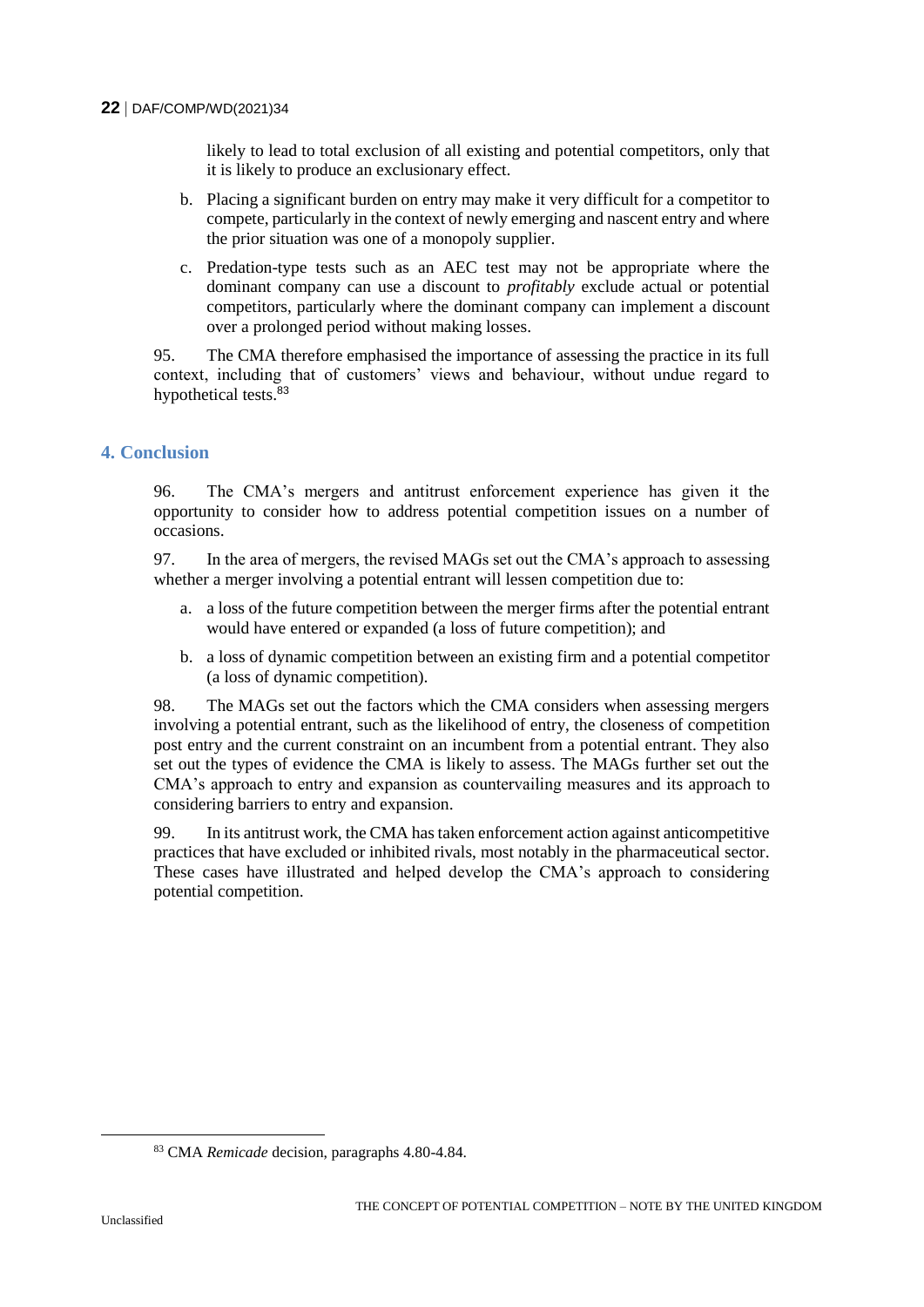likely to lead to total exclusion of all existing and potential competitors, only that it is likely to produce an exclusionary effect.

b. Placing a significant burden on entry may make it very difficult for a competitor to compete, particularly in the context of newly emerging and nascent entry and where the prior situation was one of a monopoly supplier.

c. Predation-type tests such as an AEC test may not be appropriate where the dominant company can use a discount to *profitably* exclude actual or potential competitors, particularly where the dominant company can implement a discount over a prolonged period without making losses.

95. The CMA therefore emphasised the importance of assessing the practice in its full context, including that of customers' views and behaviour, without undue regard to hypothetical tests.[83]

## 4. Conclusion

96. The CMA's mergers and antitrust enforcement experience has given it the opportunity to consider how to address potential competition issues on a number of occasions.

97. In the area of mergers, the revised MAGs set out the CMA's approach to assessing whether a merger involving a potential entrant will lessen competition due to:

a. a loss of the future competition between the merger firms after the potential entrant would have entered or expanded (a loss of future competition); and

b. a loss of dynamic competition between an existing firm and a potential competitor (a loss of dynamic competition).

98. The MAGs set out the factors which the CMA considers when assessing mergers involving a potential entrant, such as the likelihood of entry, the closeness of competition post entry and the current constraint on an incumbent from a potential entrant. They also set out the types of evidence the CMA is likely to assess. The MAGs further set out the CMA's approach to entry and expansion as countervailing measures and its approach to considering barriers to entry and expansion.

99. In its antitrust work, the CMA has taken enforcement action against anticompetitive practices that have excluded or inhibited rivals, most notably in the pharmaceutical sector. These cases have illustrated and helped develop the CMA's approach to considering potential competition.

[83] CMA *Remicade* decision, paragraphs 4.80-4.84.